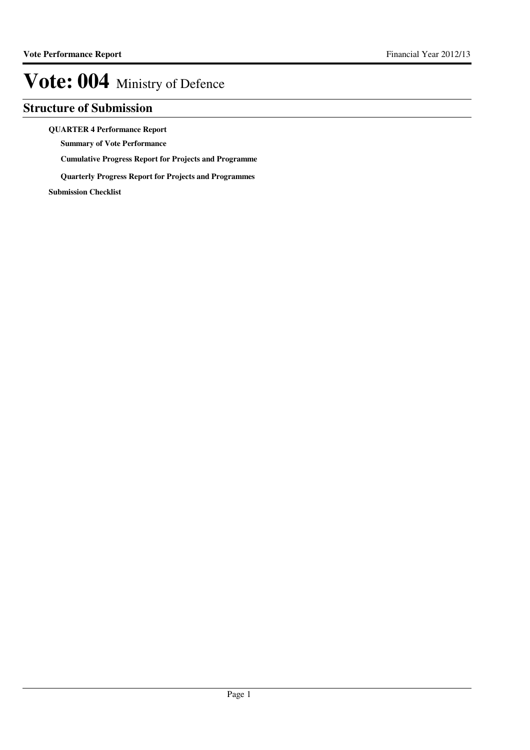# Vote: 004 Ministry of Defence

## Structure of Submission

**QUARTER 4 Performance Report**

- **Summary of Vote Performance**
- **Cumulative Progress Report for Projects and Programme**
- **Quarterly Progress Report for Projects and Programmes**

**Submission Checklist**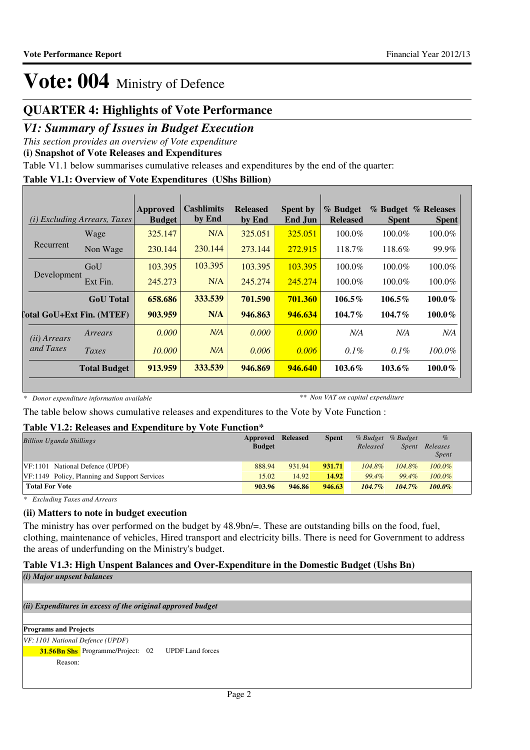# Vote: 004 Ministry of Defence

## QUARTER 4: Highlights of Vote Performance

## *V1: Summary of Issues in Budget Execution*

*This section provides an overview of Vote expenditure*

**(i) Snapshot of Vote Releases and Expenditures**

Table V1.1 below summarises cumulative releases and expenditures by the end of the quarter:

**Table V1.1: Overview of Vote Expenditures (UShs Billion)**

| *(i) Excluding Arrears, Taxes* | | Approved Budget | Cashlimits by End | Released by End | Spent by End Jun | % Budget Released | % Budget Spent | % Releases Spent |
|---|---|---|---|---|---|---|---|---|
| Recurrent | Wage | 325.147 | N/A | 325.051 | 325.051 | 100.0% | 100.0% | 100.0% |
| | Non Wage | 230.144 | 230.144 | 273.144 | 272.915 | 118.7% | 118.6% | 99.9% |
| Development | GoU | 103.395 | 103.395 | 103.395 | 103.395 | 100.0% | 100.0% | 100.0% |
| | Ext Fin. | 245.273 | N/A | 245.274 | 245.274 | 100.0% | 100.0% | 100.0% |
| | **GoU Total** | **658.686** | **333.539** | **701.590** | **701.360** | **106.5%** | **106.5%** | **100.0%** |
| **Total GoU+Ext Fin. (MTEF)** | | **903.959** | **N/A** | **946.863** | **946.634** | **104.7%** | **104.7%** | **100.0%** |
| *(ii) Arrears and Taxes* | *Arrears* | *0.000* | *N/A* | *0.000* | *0.000* | *N/A* | *N/A* | *N/A* |
| | *Taxes* | *10.000* | *N/A* | *0.006* | *0.006* | *0.1%* | *0.1%* | *100.0%* |
| | **Total Budget** | **913.959** | **333.539** | **946.869** | **946.640** | **103.6%** | **103.6%** | **100.0%** |

\* *Donor expenditure information available* &nbsp;&nbsp;&nbsp;&nbsp; \*\* *Non VAT on capital expenditure*

The table below shows cumulative releases and expenditures to the Vote by Vote Function :

**Table V1.2: Releases and Expenditure by Vote Function\***

| *Billion Uganda Shillings* | Approved Budget | Released | Spent | *% Budget Released* | *% Budget Spent* | *% Releases Spent* |
|---|---|---|---|---|---|---|
| VF:1101 National Defence (UPDF) | 888.94 | 931.94 | **931.71** | *104.8%* | *104.8%* | *100.0%* |
| VF:1149 Policy, Planning and Support Services | 15.02 | 14.92 | **14.92** | *99.4%* | *99.4%* | *100.0%* |
| **Total For Vote** | **903.96** | **946.86** | **946.63** | ***104.7%*** | ***104.7%*** | ***100.0%*** |

\* *Excluding Taxes and Arrears*

**(ii) Matters to note in budget execution**

The ministry has over performed on the budget by 48.9bn/=. These are outstanding bills on the food, fuel, clothing, maintenance of vehicles, Hired transport and electricity bills. There is need for Government to address the areas of underfunding on the Ministry's budget.

**Table V1.3: High Unspent Balances and Over-Expenditure in the Domestic Budget (Ushs Bn)**

***(i) Major unspent balances***

***(ii) Expenditures in excess of the original approved budget***

**Programs and Projects**

*VF: 1101 National Defence (UPDF)*

**31.56Bn Shs** Programme/Project: 02 UPDF Land forces

Reason: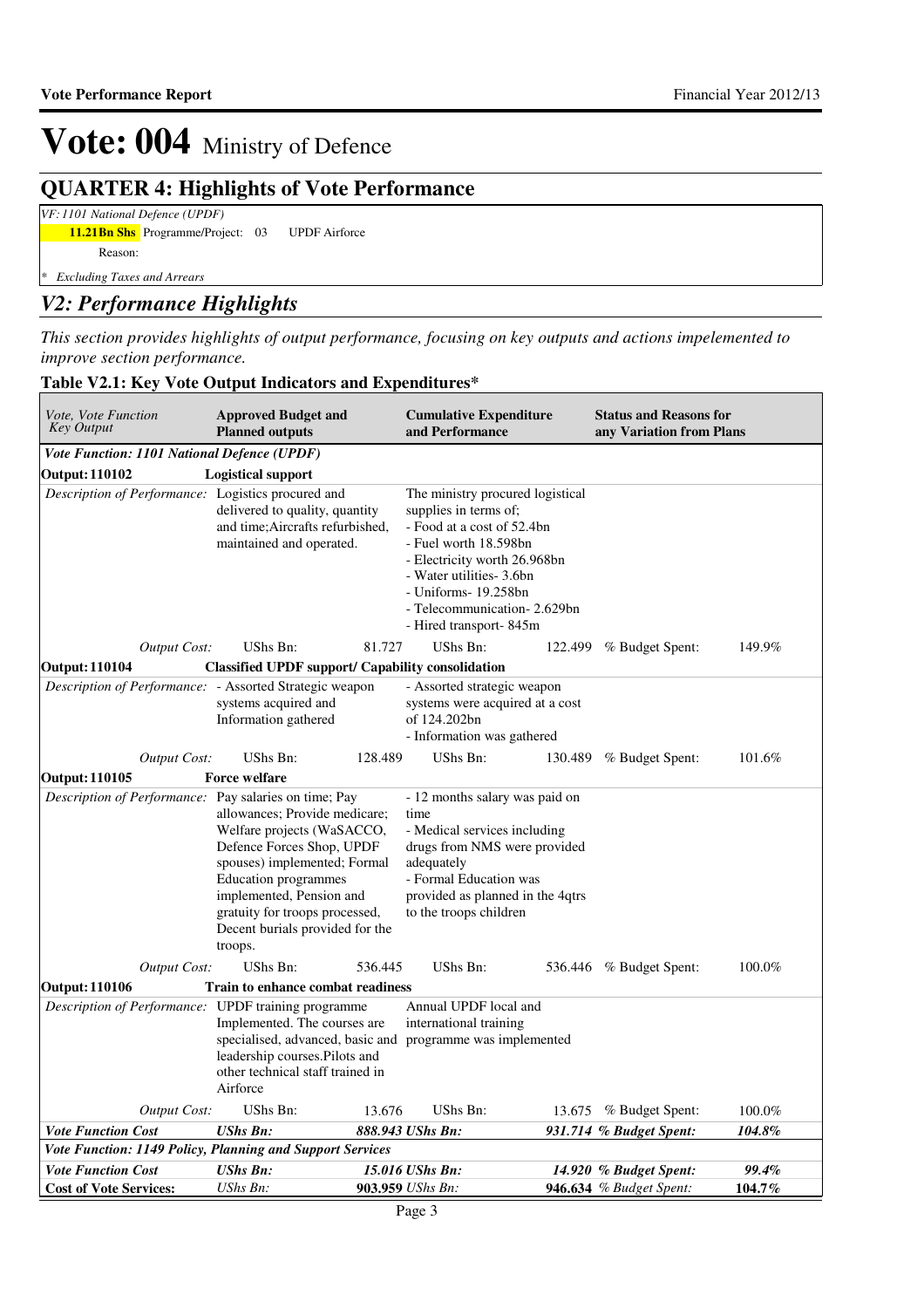# Vote: 004 Ministry of Defence

## QUARTER 4: Highlights of Vote Performance

*VF: 1101 National Defence (UPDF)*

**11.21Bn Shs** Programme/Project: 03 UPDF Airforce

Reason:

*\* Excluding Taxes and Arrears*

## *V2: Performance Highlights*

*This section provides highlights of output performance, focusing on key outputs and actions impelemented to improve section performance.*

### Table V2.1: Key Vote Output Indicators and Expenditures*

| *Vote, Vote Function Key Output* | **Approved Budget and Planned outputs** | | **Cumulative Expenditure and Performance** | | **Status and Reasons for any Variation from Plans** | |
|---|---|---|---|---|---|---|
| ***Vote Function: 1101 National Defence (UPDF)*** | | | | | | |
| **Output: 110102** | **Logistical support** | | | | | |
| *Description of Performance:* | Logistics procured and delivered to quality, quantity and time;Aircrafts refurbished, maintained and operated. | | The ministry procured logistical supplies in terms of;<br>- Food at a cost of 52.4bn<br>- Fuel worth 18.598bn<br>- Electricity worth 26.968bn<br>- Water utilities- 3.6bn<br>- Uniforms- 19.258bn<br>- Telecommunication- 2.629bn<br>- Hired transport- 845m | | | |
| *Output Cost:* | UShs Bn: | 81.727 | UShs Bn: | 122.499 | % Budget Spent: | 149.9% |
| **Output: 110104** | **Classified UPDF support/ Capability consolidation** | | | | | |
| *Description of Performance:* | - Assorted Strategic weapon systems acquired and Information gathered | | - Assorted strategic weapon systems were acquired at a cost of 124.202bn<br>- Information was gathered | | | |
| *Output Cost:* | UShs Bn: | 128.489 | UShs Bn: | 130.489 | % Budget Spent: | 101.6% |
| **Output: 110105** | **Force welfare** | | | | | |
| *Description of Performance:* | Pay salaries on time; Pay allowances; Provide medicare; Welfare projects (WaSACCO, Defence Forces Shop, UPDF spouses) implemented; Formal Education programmes implemented, Pension and gratuity for troops processed, Decent burials provided for the troops. | | - 12 months salary was paid on time<br>- Medical services including drugs from NMS were provided adequately<br>- Formal Education was provided as planned in the 4qtrs to the troops children | | | |
| *Output Cost:* | UShs Bn: | 536.445 | UShs Bn: | 536.446 | % Budget Spent: | 100.0% |
| **Output: 110106** | **Train to enhance combat readiness** | | | | | |
| *Description of Performance:* | UPDF training programme Implemented. The courses are specialised, advanced, basic and leadership courses.Pilots and other technical staff trained in Airforce | | Annual UPDF local and international training programme was implemented | | | |
| *Output Cost:* | UShs Bn: | 13.676 | UShs Bn: | 13.675 | % Budget Spent: | 100.0% |
| ***Vote Function Cost*** | ***UShs Bn:*** | ***888.943*** | ***UShs Bn:*** | ***931.714*** | ***% Budget Spent:*** | ***104.8%*** |
| ***Vote Function: 1149 Policy, Planning and Support Services*** | | | | | | |
| ***Vote Function Cost*** | ***UShs Bn:*** | ***15.016*** | ***UShs Bn:*** | ***14.920*** | ***% Budget Spent:*** | ***99.4%*** |
| **Cost of Vote Services:** | *UShs Bn:* | **903.959** | *UShs Bn:* | **946.634** | *% Budget Spent:* | **104.7%** |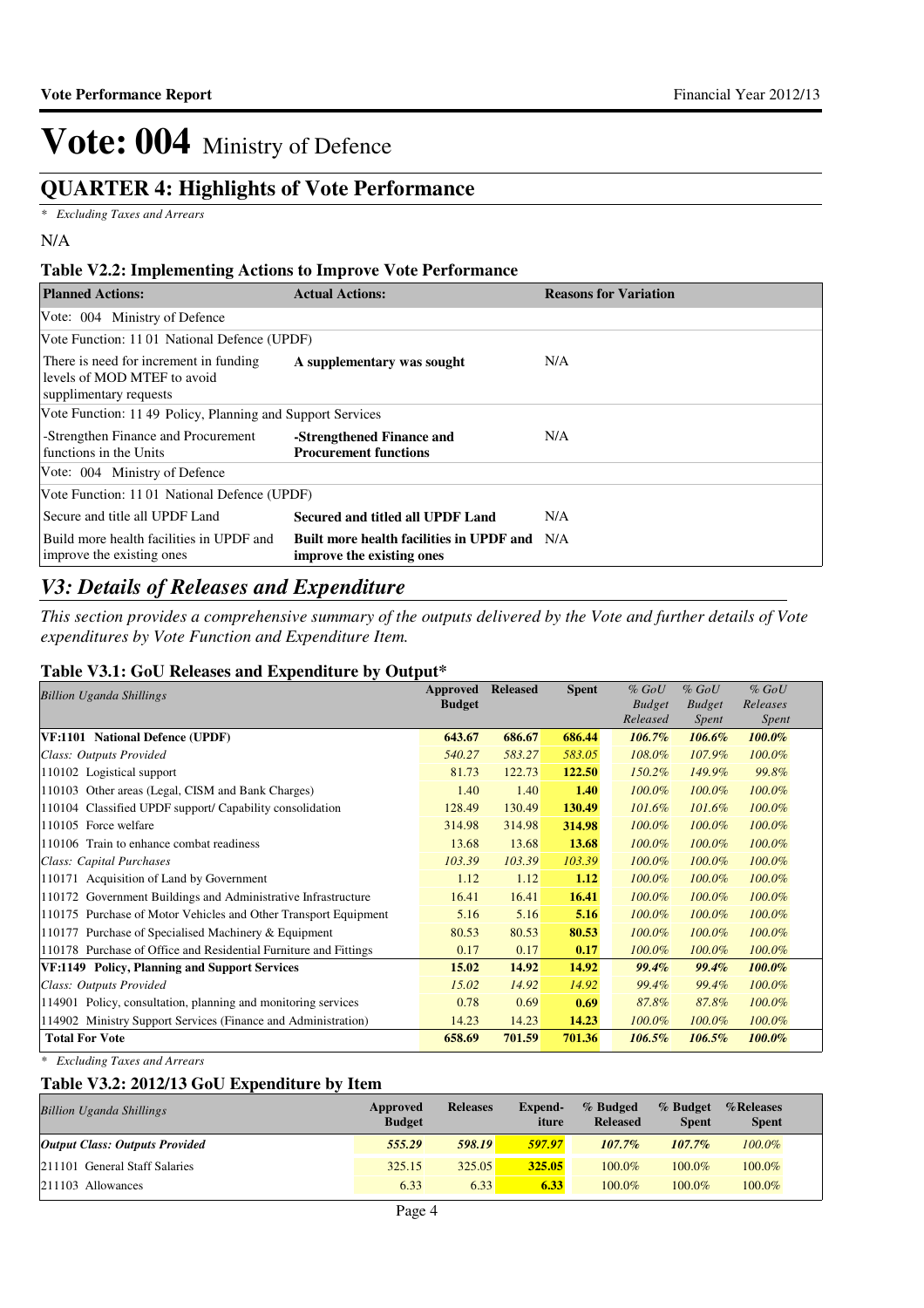# Vote: 004 Ministry of Defence

## QUARTER 4: Highlights of Vote Performance

*\* Excluding Taxes and Arrears*

N/A

### Table V2.2: Implementing Actions to Improve Vote Performance

| Planned Actions: | Actual Actions: | Reasons for Variation |
|---|---|---|
| Vote: 004 Ministry of Defence | | |
| Vote Function: 11 01 National Defence (UPDF) | | |
| There is need for increment in funding levels of MOD MTEF to avoid supplimentary requests | **A supplementary was sought** | N/A |
| Vote Function: 11 49 Policy, Planning and Support Services | | |
| -Strengthen Finance and Procurement functions in the Units | **-Strengthened Finance and Procurement functions** | N/A |
| Vote: 004 Ministry of Defence | | |
| Vote Function: 11 01 National Defence (UPDF) | | |
| Secure and title all UPDF Land | **Secured and titled all UPDF Land** | N/A |
| Build more health facilities in UPDF and improve the existing ones | **Built more health facilities in UPDF and improve the existing ones** | N/A |

## *V3: Details of Releases and Expenditure*

*This section provides a comprehensive summary of the outputs delivered by the Vote and further details of Vote expenditures by Vote Function and Expenditure Item.*

### Table V3.1: GoU Releases and Expenditure by Output*

| *Billion Uganda Shillings* | Approved Budget | Released | Spent | *% GoU Budget Released* | *% GoU Budget Spent* | *% GoU Releases Spent* |
|---|---|---|---|---|---|---|
| **VF:1101 National Defence (UPDF)** | **643.67** | **686.67** | **686.44** | ***106.7%*** | ***106.6%*** | ***100.0%*** |
| *Class: Outputs Provided* | *540.27* | *583.27* | *583.05* | *108.0%* | *107.9%* | *100.0%* |
| 110102 Logistical support | 81.73 | 122.73 | **122.50** | *150.2%* | *149.9%* | *99.8%* |
| 110103 Other areas (Legal, CISM and Bank Charges) | 1.40 | 1.40 | **1.40** | *100.0%* | *100.0%* | *100.0%* |
| 110104 Classified UPDF support/ Capability consolidation | 128.49 | 130.49 | **130.49** | *101.6%* | *101.6%* | *100.0%* |
| 110105 Force welfare | 314.98 | 314.98 | **314.98** | *100.0%* | *100.0%* | *100.0%* |
| 110106 Train to enhance combat readiness | 13.68 | 13.68 | **13.68** | *100.0%* | *100.0%* | *100.0%* |
| *Class: Capital Purchases* | *103.39* | *103.39* | *103.39* | *100.0%* | *100.0%* | *100.0%* |
| 110171 Acquisition of Land by Government | 1.12 | 1.12 | **1.12** | *100.0%* | *100.0%* | *100.0%* |
| 110172 Government Buildings and Administrative Infrastructure | 16.41 | 16.41 | **16.41** | *100.0%* | *100.0%* | *100.0%* |
| 110175 Purchase of Motor Vehicles and Other Transport Equipment | 5.16 | 5.16 | **5.16** | *100.0%* | *100.0%* | *100.0%* |
| 110177 Purchase of Specialised Machinery & Equipment | 80.53 | 80.53 | **80.53** | *100.0%* | *100.0%* | *100.0%* |
| 110178 Purchase of Office and Residential Furniture and Fittings | 0.17 | 0.17 | **0.17** | *100.0%* | *100.0%* | *100.0%* |
| **VF:1149 Policy, Planning and Support Services** | **15.02** | **14.92** | **14.92** | ***99.4%*** | ***99.4%*** | ***100.0%*** |
| *Class: Outputs Provided* | *15.02* | *14.92* | *14.92* | *99.4%* | *99.4%* | *100.0%* |
| 114901 Policy, consultation, planning and monitoring services | 0.78 | 0.69 | **0.69** | *87.8%* | *87.8%* | *100.0%* |
| 114902 Ministry Support Services (Finance and Administration) | 14.23 | 14.23 | **14.23** | *100.0%* | *100.0%* | *100.0%* |
| **Total For Vote** | **658.69** | **701.59** | **701.36** | ***106.5%*** | ***106.5%*** | ***100.0%*** |

*\* Excluding Taxes and Arrears*

### Table V3.2: 2012/13 GoU Expenditure by Item

| *Billion Uganda Shillings* | Approved Budget | Releases | Expend-iture | % Budged Released | % Budget Spent | %Releases Spent |
|---|---|---|---|---|---|---|
| ***Output Class: Outputs Provided*** | ***555.29*** | ***598.19*** | ***597.97*** | ***107.7%*** | ***107.7%*** | *100.0%* |
| 211101 General Staff Salaries | 325.15 | 325.05 | **325.05** | 100.0% | 100.0% | 100.0% |
| 211103 Allowances | 6.33 | 6.33 | **6.33** | 100.0% | 100.0% | 100.0% |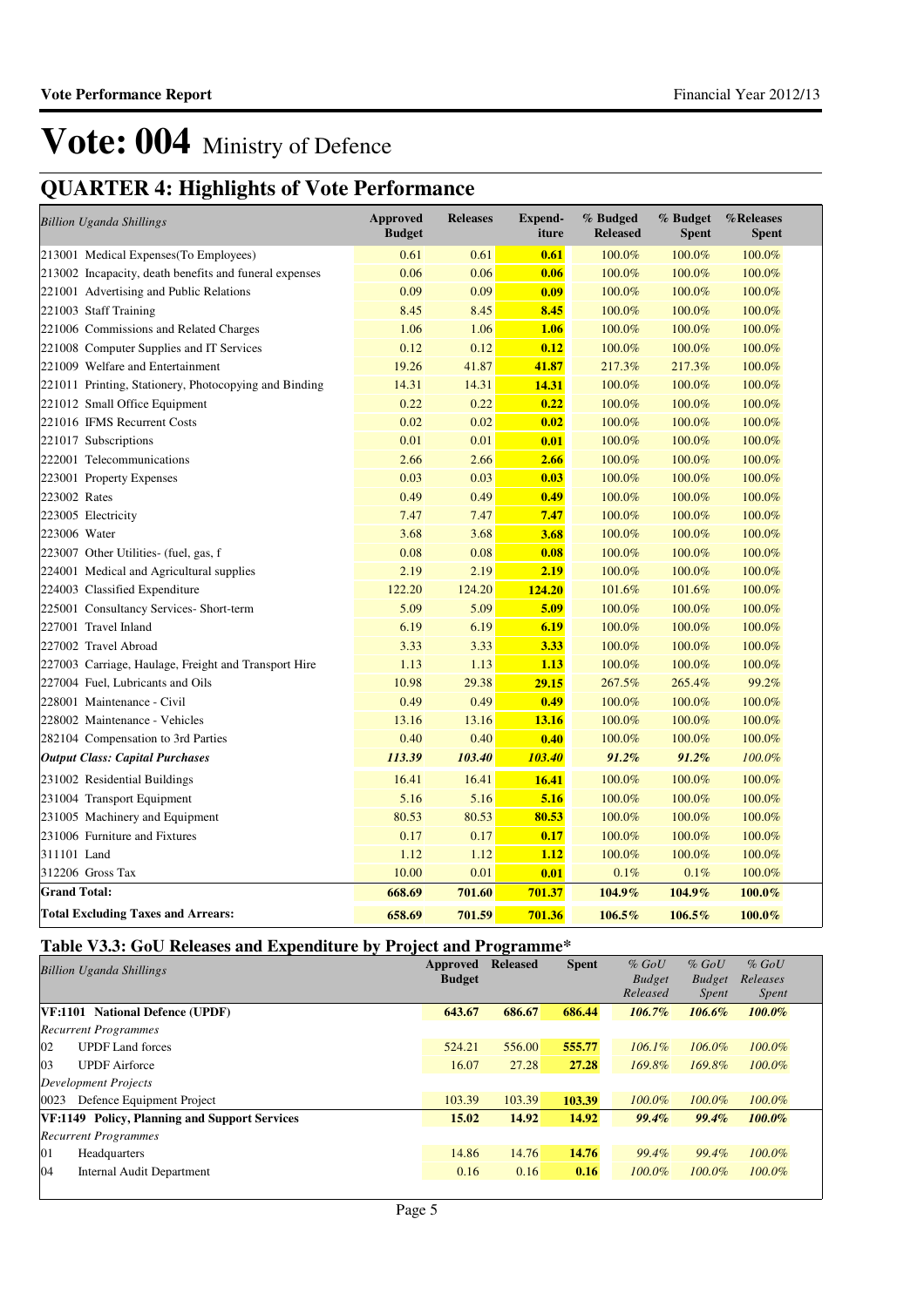# Vote: 004 Ministry of Defence

## QUARTER 4: Highlights of Vote Performance

| *Billion Uganda Shillings* | Approved Budget | Releases | Expend-iture | % Budged Released | % Budget Spent | %Releases Spent |
|---|---|---|---|---|---|---|
| 213001 Medical Expenses(To Employees) | 0.61 | 0.61 | **0.61** | 100.0% | 100.0% | 100.0% |
| 213002 Incapacity, death benefits and funeral expenses | 0.06 | 0.06 | **0.06** | 100.0% | 100.0% | 100.0% |
| 221001 Advertising and Public Relations | 0.09 | 0.09 | **0.09** | 100.0% | 100.0% | 100.0% |
| 221003 Staff Training | 8.45 | 8.45 | **8.45** | 100.0% | 100.0% | 100.0% |
| 221006 Commissions and Related Charges | 1.06 | 1.06 | **1.06** | 100.0% | 100.0% | 100.0% |
| 221008 Computer Supplies and IT Services | 0.12 | 0.12 | **0.12** | 100.0% | 100.0% | 100.0% |
| 221009 Welfare and Entertainment | 19.26 | 41.87 | **41.87** | 217.3% | 217.3% | 100.0% |
| 221011 Printing, Stationery, Photocopying and Binding | 14.31 | 14.31 | **14.31** | 100.0% | 100.0% | 100.0% |
| 221012 Small Office Equipment | 0.22 | 0.22 | **0.22** | 100.0% | 100.0% | 100.0% |
| 221016 IFMS Recurrent Costs | 0.02 | 0.02 | **0.02** | 100.0% | 100.0% | 100.0% |
| 221017 Subscriptions | 0.01 | 0.01 | **0.01** | 100.0% | 100.0% | 100.0% |
| 222001 Telecommunications | 2.66 | 2.66 | **2.66** | 100.0% | 100.0% | 100.0% |
| 223001 Property Expenses | 0.03 | 0.03 | **0.03** | 100.0% | 100.0% | 100.0% |
| 223002 Rates | 0.49 | 0.49 | **0.49** | 100.0% | 100.0% | 100.0% |
| 223005 Electricity | 7.47 | 7.47 | **7.47** | 100.0% | 100.0% | 100.0% |
| 223006 Water | 3.68 | 3.68 | **3.68** | 100.0% | 100.0% | 100.0% |
| 223007 Other Utilities- (fuel, gas, f | 0.08 | 0.08 | **0.08** | 100.0% | 100.0% | 100.0% |
| 224001 Medical and Agricultural supplies | 2.19 | 2.19 | **2.19** | 100.0% | 100.0% | 100.0% |
| 224003 Classified Expenditure | 122.20 | 124.20 | **124.20** | 101.6% | 101.6% | 100.0% |
| 225001 Consultancy Services- Short-term | 5.09 | 5.09 | **5.09** | 100.0% | 100.0% | 100.0% |
| 227001 Travel Inland | 6.19 | 6.19 | **6.19** | 100.0% | 100.0% | 100.0% |
| 227002 Travel Abroad | 3.33 | 3.33 | **3.33** | 100.0% | 100.0% | 100.0% |
| 227003 Carriage, Haulage, Freight and Transport Hire | 1.13 | 1.13 | **1.13** | 100.0% | 100.0% | 100.0% |
| 227004 Fuel, Lubricants and Oils | 10.98 | 29.38 | **29.15** | 267.5% | 265.4% | 99.2% |
| 228001 Maintenance - Civil | 0.49 | 0.49 | **0.49** | 100.0% | 100.0% | 100.0% |
| 228002 Maintenance - Vehicles | 13.16 | 13.16 | **13.16** | 100.0% | 100.0% | 100.0% |
| 282104 Compensation to 3rd Parties | 0.40 | 0.40 | **0.40** | 100.0% | 100.0% | 100.0% |
| ***Output Class: Capital Purchases*** | ***113.39*** | ***103.40*** | ***103.40*** | ***91.2%*** | ***91.2%*** | *100.0%* |
| 231002 Residential Buildings | 16.41 | 16.41 | **16.41** | 100.0% | 100.0% | 100.0% |
| 231004 Transport Equipment | 5.16 | 5.16 | **5.16** | 100.0% | 100.0% | 100.0% |
| 231005 Machinery and Equipment | 80.53 | 80.53 | **80.53** | 100.0% | 100.0% | 100.0% |
| 231006 Furniture and Fixtures | 0.17 | 0.17 | **0.17** | 100.0% | 100.0% | 100.0% |
| 311101 Land | 1.12 | 1.12 | **1.12** | 100.0% | 100.0% | 100.0% |
| 312206 Gross Tax | 10.00 | 0.01 | **0.01** | 0.1% | 0.1% | 100.0% |
| **Grand Total:** | **668.69** | **701.60** | **701.37** | **104.9%** | **104.9%** | **100.0%** |
| **Total Excluding Taxes and Arrears:** | **658.69** | **701.59** | **701.36** | **106.5%** | **106.5%** | **100.0%** |

### Table V3.3: GoU Releases and Expenditure by Project and Programme*

| *Billion Uganda Shillings* | Approved Budget | Released | Spent | *% GoU Budget Released* | *% GoU Budget Spent* | *% GoU Releases Spent* |
|---|---|---|---|---|---|---|
| **VF:1101 National Defence (UPDF)** | **643.67** | **686.67** | **686.44** | ***106.7%*** | ***106.6%*** | ***100.0%*** |
| *Recurrent Programmes* | | | | | | |
| 02 UPDF Land forces | 524.21 | 556.00 | **555.77** | *106.1%* | *106.0%* | *100.0%* |
| 03 UPDF Airforce | 16.07 | 27.28 | **27.28** | *169.8%* | *169.8%* | *100.0%* |
| *Development Projects* | | | | | | |
| 0023 Defence Equipment Project | 103.39 | 103.39 | **103.39** | *100.0%* | *100.0%* | *100.0%* |
| **VF:1149 Policy, Planning and Support Services** | **15.02** | **14.92** | **14.92** | ***99.4%*** | ***99.4%*** | ***100.0%*** |
| *Recurrent Programmes* | | | | | | |
| 01 Headquarters | 14.86 | 14.76 | **14.76** | *99.4%* | *99.4%* | *100.0%* |
| 04 Internal Audit Department | 0.16 | 0.16 | **0.16** | *100.0%* | *100.0%* | *100.0%* |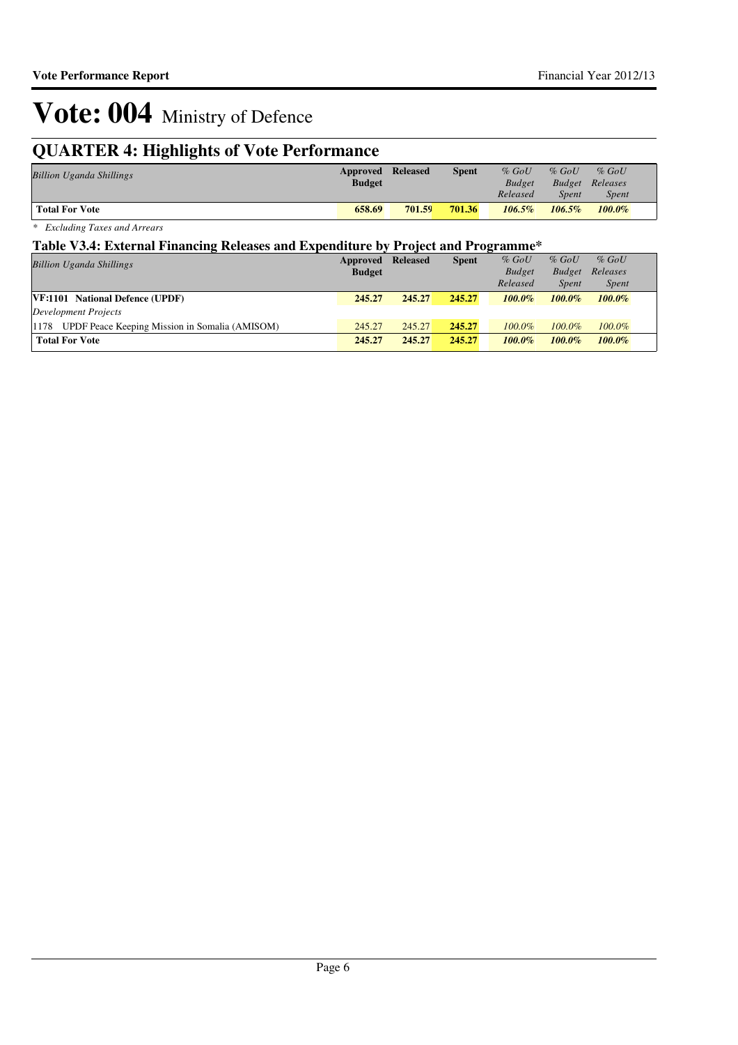# Vote: 004 Ministry of Defence

## QUARTER 4: Highlights of Vote Performance

| *Billion Uganda Shillings* | Approved Budget | Released | Spent | *% GoU Budget Released* | *% GoU Budget Spent* | *% GoU Releases Spent* |
|---|---|---|---|---|---|---|
| **Total For Vote** | **658.69** | **701.59** | **701.36** | ***106.5%*** | ***106.5%*** | ***100.0%*** |

*\* Excluding Taxes and Arrears*

### Table V3.4: External Financing Releases and Expenditure by Project and Programme*

| *Billion Uganda Shillings* | Approved Budget | Released | Spent | *% GoU Budget Released* | *% GoU Budget Spent* | *% GoU Releases Spent* |
|---|---|---|---|---|---|---|
| **VF:1101 National Defence (UPDF)** | **245.27** | **245.27** | **245.27** | ***100.0%*** | ***100.0%*** | ***100.0%*** |
| *Development Projects* | | | | | | |
| 1178 UPDF Peace Keeping Mission in Somalia (AMISOM) | 245.27 | 245.27 | **245.27** | *100.0%* | *100.0%* | *100.0%* |
| **Total For Vote** | **245.27** | **245.27** | **245.27** | ***100.0%*** | ***100.0%*** | ***100.0%*** |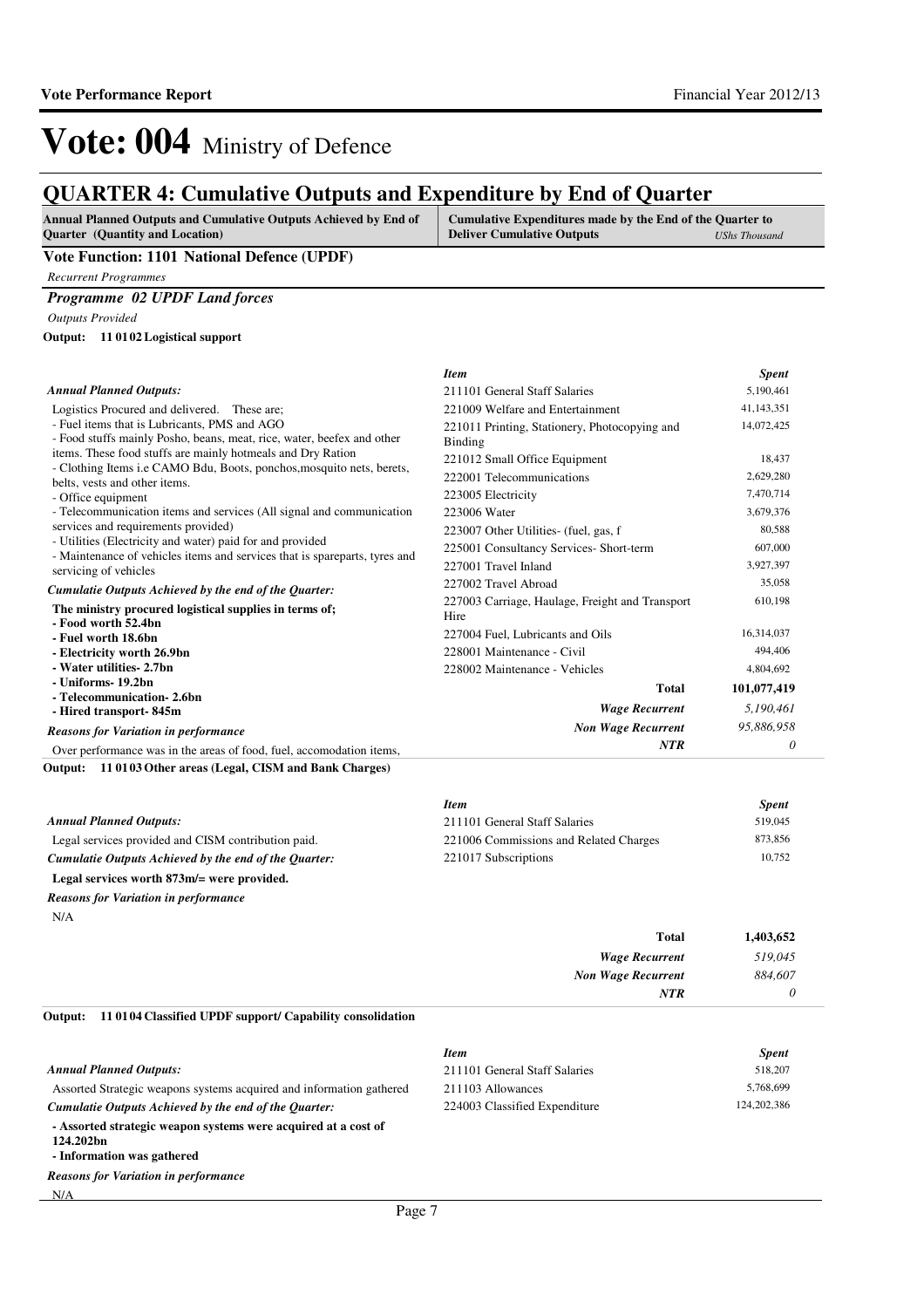# Vote: 004 Ministry of Defence

## QUARTER 4: Cumulative Outputs and Expenditure by End of Quarter

| Annual Planned Outputs and Cumulative Outputs Achieved by End of Quarter (Quantity and Location) | Cumulative Expenditures made by the End of the Quarter to Deliver Cumulative Outputs *UShs Thousand* |
|---|---|

### Vote Function: 1101 National Defence (UPDF)

*Recurrent Programmes*

#### *Programme 02 UPDF Land forces*

*Outputs Provided*

**Output: 11 01 02 Logistical support**

*Annual Planned Outputs:*

Logistics Procured and delivered. These are;
- Fuel items that is Lubricants, PMS and AGO
- Food stuffs mainly Posho, beans, meat, rice, water, beefex and other items. These food stuffs are mainly hotmeals and Dry Ration
- Clothing Items i.e CAMO Bdu, Boots, ponchos,mosquito nets, berets, belts, vests and other items.
- Office equipment
- Telecommunication items and services (All signal and communication services and requirements provided)
- Utilities (Electricity and water) paid for and provided
- Maintenance of vehicles items and services that is spareparts, tyres and servicing of vehicles

*Cumulatie Outputs Achieved by the end of the Quarter:*

**The ministry procured logistical supplies in terms of;**
**- Food worth 52.4bn**
**- Fuel worth 18.6bn**
**- Electricity worth 26.9bn**
**- Water utilities- 2.7bn**
**- Uniforms- 19.2bn**
**- Telecommunication- 2.6bn**
**- Hired transport- 845m**

*Reasons for Variation in performance*

Over performance was in the areas of food, fuel, accomodation items,

| *Item* | *Spent* |
|---|---|
| 211101 General Staff Salaries | 5,190,461 |
| 221009 Welfare and Entertainment | 41,143,351 |
| 221011 Printing, Stationery, Photocopying and Binding | 14,072,425 |
| 221012 Small Office Equipment | 18,437 |
| 222001 Telecommunications | 2,629,280 |
| 223005 Electricity | 7,470,714 |
| 223006 Water | 3,679,376 |
| 223007 Other Utilities- (fuel, gas, f | 80,588 |
| 225001 Consultancy Services- Short-term | 607,000 |
| 227001 Travel Inland | 3,927,397 |
| 227002 Travel Abroad | 35,058 |
| 227003 Carriage, Haulage, Freight and Transport Hire | 610,198 |
| 227004 Fuel, Lubricants and Oils | 16,314,037 |
| 228001 Maintenance - Civil | 494,406 |
| 228002 Maintenance - Vehicles | 4,804,692 |
| **Total** | **101,077,419** |
| ***Wage Recurrent*** | *5,190,461* |
| ***Non Wage Recurrent*** | *95,886,958* |
| ***NTR*** | *0* |

**Output: 11 01 03 Other areas (Legal, CISM and Bank Charges)**

*Annual Planned Outputs:*

Legal services provided and CISM contribution paid.

*Cumulatie Outputs Achieved by the end of the Quarter:*

**Legal services worth 873m/= were provided.**

*Reasons for Variation in performance*

N/A

| *Item* | *Spent* |
|---|---|
| 211101 General Staff Salaries | 519,045 |
| 221006 Commissions and Related Charges | 873,856 |
| 221017 Subscriptions | 10,752 |
| **Total** | **1,403,652** |
| ***Wage Recurrent*** | *519,045* |
| ***Non Wage Recurrent*** | *884,607* |
| ***NTR*** | *0* |

**Output: 11 01 04 Classified UPDF support/ Capability consolidation**

*Annual Planned Outputs:*

Assorted Strategic weapons systems acquired and information gathered

*Cumulatie Outputs Achieved by the end of the Quarter:*

**- Assorted strategic weapon systems were acquired at a cost of 124.202bn**
**- Information was gathered**

*Reasons for Variation in performance*

N/A

| *Item* | *Spent* |
|---|---|
| 211101 General Staff Salaries | 518,207 |
| 211103 Allowances | 5,768,699 |
| 224003 Classified Expenditure | 124,202,386 |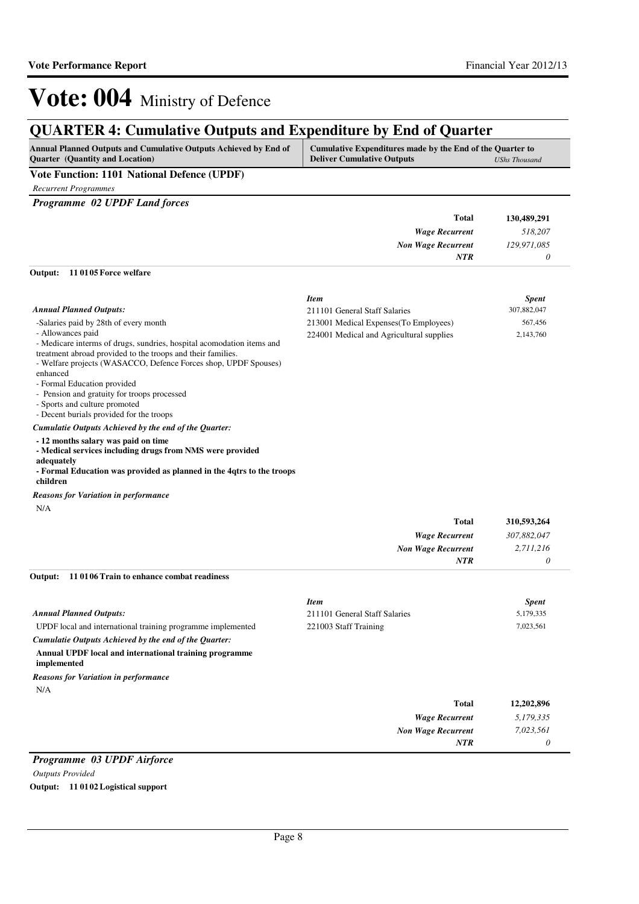# Vote: 004 Ministry of Defence

## QUARTER 4: Cumulative Outputs and Expenditure by End of Quarter

| Annual Planned Outputs and Cumulative Outputs Achieved by End of Quarter (Quantity and Location) | Cumulative Expenditures made by the End of the Quarter to Deliver Cumulative Outputs | *UShs Thousand* |
|---|---|---|

### Vote Function: 1101 National Defence (UPDF)

*Recurrent Programmes*

#### *Programme 02 UPDF Land forces*

| | |
|---|---|
| **Total** | **130,489,291** |
| *Wage Recurrent* | *518,207* |
| *Non Wage Recurrent* | *129,971,085* |
| *NTR* | *0* |

**Output: 11 01 05 Force welfare**

*Annual Planned Outputs:*

-Salaries paid by 28th of every month
- Allowances paid
- Medicare interms of drugs, sundries, hospital acomodation items and treatment abroad provided to the troops and their families.
- Welfare projects (WASACCO, Defence Forces shop, UPDF Spouses) enhanced
- Formal Education provided
- Pension and gratuity for troops processed
- Sports and culture promoted
- Decent burials provided for the troops

*Cumulatie Outputs Achieved by the end of the Quarter:*

**- 12 months salary was paid on time**
**- Medical services including drugs from NMS were provided adequately**
**- Formal Education was provided as planned in the 4qtrs to the troops children**

*Reasons for Variation in performance*

N/A

| *Item* | *Spent* |
|---|---|
| 211101 General Staff Salaries | 307,882,047 |
| 213001 Medical Expenses(To Employees) | 567,456 |
| 224001 Medical and Agricultural supplies | 2,143,760 |

| | |
|---|---|
| **Total** | **310,593,264** |
| *Wage Recurrent* | *307,882,047* |
| *Non Wage Recurrent* | *2,711,216* |
| *NTR* | *0* |

**Output: 11 01 06 Train to enhance combat readiness**

*Annual Planned Outputs:*

UPDF local and international training programme implemented

*Cumulatie Outputs Achieved by the end of the Quarter:*

**Annual UPDF local and international training programme implemented**

*Reasons for Variation in performance*

N/A

| *Item* | *Spent* |
|---|---|
| 211101 General Staff Salaries | 5,179,335 |
| 221003 Staff Training | 7,023,561 |

| | |
|---|---|
| **Total** | **12,202,896** |
| *Wage Recurrent* | *5,179,335* |
| *Non Wage Recurrent* | *7,023,561* |
| *NTR* | *0* |

#### *Programme 03 UPDF Airforce*

*Outputs Provided*

**Output: 11 01 02 Logistical support**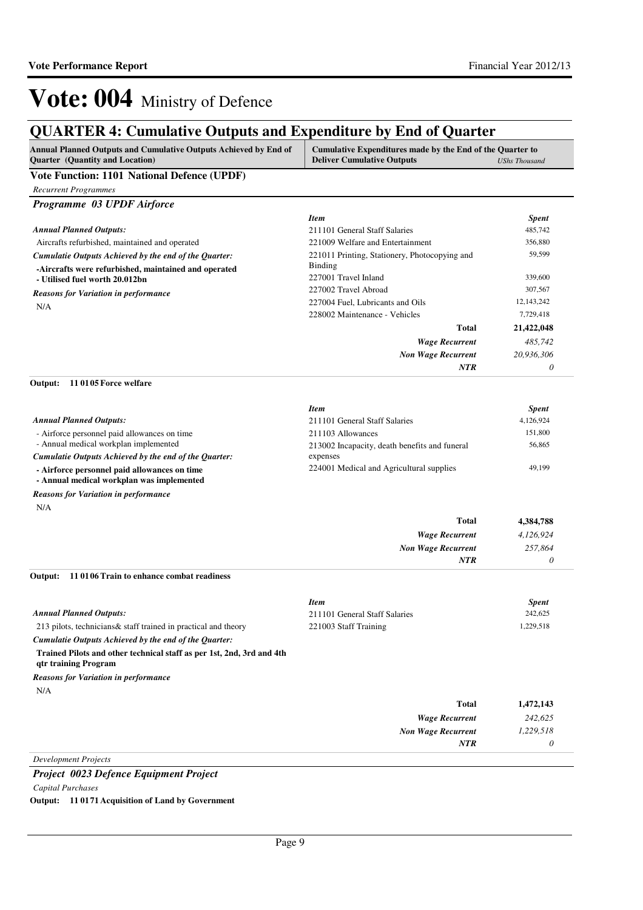# Vote: 004 Ministry of Defence

## QUARTER 4: Cumulative Outputs and Expenditure by End of Quarter

| Annual Planned Outputs and Cumulative Outputs Achieved by End of Quarter (Quantity and Location) | Cumulative Expenditures made by the End of the Quarter to Deliver Cumulative Outputs | *UShs Thousand* |
|---|---|---|

### Vote Function: 1101 National Defence (UPDF)

*Recurrent Programmes*

#### *Programme 03 UPDF Airforce*

***Annual Planned Outputs:***

Aircrafts refurbished, maintained and operated

***Cumulatie Outputs Achieved by the end of the Quarter:***

**-Aircrafts were refurbished, maintained and operated**
**- Utilised fuel worth 20.012bn**

***Reasons for Variation in performance***

N/A

| *Item* | *Spent* |
|---|---|
| 211101 General Staff Salaries | 485,742 |
| 221009 Welfare and Entertainment | 356,880 |
| 221011 Printing, Stationery, Photocopying and Binding | 59,599 |
| 227001 Travel Inland | 339,600 |
| 227002 Travel Abroad | 307,567 |
| 227004 Fuel, Lubricants and Oils | 12,143,242 |
| 228002 Maintenance - Vehicles | 7,729,418 |
| **Total** | **21,422,048** |
| ***Wage Recurrent*** | *485,742* |
| ***Non Wage Recurrent*** | *20,936,306* |
| ***NTR*** | *0* |

**Output: 11 01 05 Force welfare**

***Annual Planned Outputs:***

- Airforce personnel paid allowances on time
- Annual medical workplan implemented

***Cumulatie Outputs Achieved by the end of the Quarter:***

**- Airforce personnel paid allowances on time**
**- Annual medical workplan was implemented**

***Reasons for Variation in performance***

N/A

| *Item* | *Spent* |
|---|---|
| 211101 General Staff Salaries | 4,126,924 |
| 211103 Allowances | 151,800 |
| 213002 Incapacity, death benefits and funeral expenses | 56,865 |
| 224001 Medical and Agricultural supplies | 49,199 |
| **Total** | **4,384,788** |
| ***Wage Recurrent*** | *4,126,924* |
| ***Non Wage Recurrent*** | *257,864* |
| ***NTR*** | *0* |

**Output: 11 01 06 Train to enhance combat readiness**

***Annual Planned Outputs:***

213 pilots, technicians& staff trained in practical and theory

***Cumulatie Outputs Achieved by the end of the Quarter:***

**Trained Pilots and other technical staff as per 1st, 2nd, 3rd and 4th qtr training Program**

***Reasons for Variation in performance***

N/A

| *Item* | *Spent* |
|---|---|
| 211101 General Staff Salaries | 242,625 |
| 221003 Staff Training | 1,229,518 |
| **Total** | **1,472,143** |
| ***Wage Recurrent*** | *242,625* |
| ***Non Wage Recurrent*** | *1,229,518* |
| ***NTR*** | *0* |

*Development Projects*

#### *Project 0023 Defence Equipment Project*

*Capital Purchases*

**Output: 11 01 71 Acquisition of Land by Government**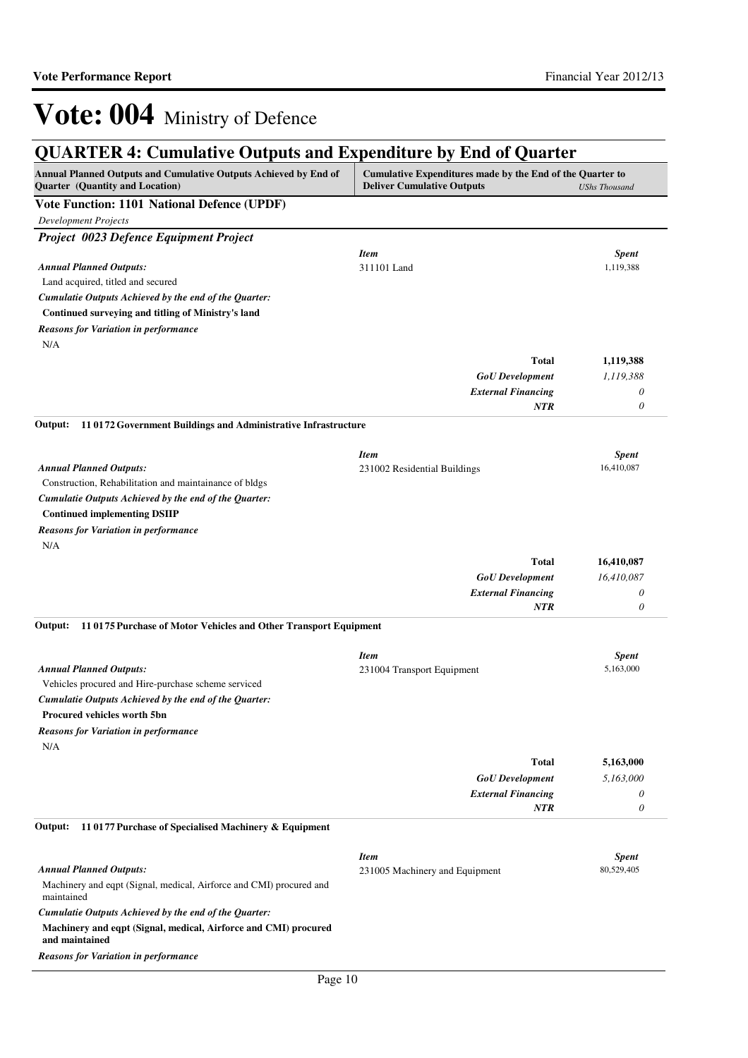# Vote: 004 Ministry of Defence

## QUARTER 4: Cumulative Outputs and Expenditure by End of Quarter

| Annual Planned Outputs and Cumulative Outputs Achieved by End of Quarter (Quantity and Location) | Cumulative Expenditures made by the End of the Quarter to Deliver Cumulative Outputs | *UShs Thousand* |
|---|---|---|

### Vote Function: 1101 National Defence (UPDF)

*Development Projects*

#### *Project 0023 Defence Equipment Project*

| | *Item* | *Spent* |
|---|---|---|
| ***Annual Planned Outputs:*** Land acquired, titled and secured | 311101 Land | 1,119,388 |
| ***Cumulatie Outputs Achieved by the end of the Quarter:*** **Continued surveying and titling of Ministry's land** | | |
| ***Reasons for Variation in performance*** N/A | | |
| | **Total** | **1,119,388** |
| | ***GoU Development*** | *1,119,388* |
| | ***External Financing*** | *0* |
| | ***NTR*** | *0* |

**Output: 11 0172 Government Buildings and Administrative Infrastructure**

| | *Item* | *Spent* |
|---|---|---|
| ***Annual Planned Outputs:*** Construction, Rehabilitation and maintainance of bldgs | 231002 Residential Buildings | 16,410,087 |
| ***Cumulatie Outputs Achieved by the end of the Quarter:*** **Continued implementing DSIIP** | | |
| ***Reasons for Variation in performance*** N/A | | |
| | **Total** | **16,410,087** |
| | ***GoU Development*** | *16,410,087* |
| | ***External Financing*** | *0* |
| | ***NTR*** | *0* |

**Output: 11 0175 Purchase of Motor Vehicles and Other Transport Equipment**

| | *Item* | *Spent* |
|---|---|---|
| ***Annual Planned Outputs:*** Vehicles procured and Hire-purchase scheme serviced | 231004 Transport Equipment | 5,163,000 |
| ***Cumulatie Outputs Achieved by the end of the Quarter:*** **Procured vehicles worth 5bn** | | |
| ***Reasons for Variation in performance*** N/A | | |
| | **Total** | **5,163,000** |
| | ***GoU Development*** | *5,163,000* |
| | ***External Financing*** | *0* |
| | ***NTR*** | *0* |

**Output: 11 0177 Purchase of Specialised Machinery & Equipment**

| | *Item* | *Spent* |
|---|---|---|
| ***Annual Planned Outputs:*** Machinery and eqpt (Signal, medical, Airforce and CMI) procured and maintained | 231005 Machinery and Equipment | 80,529,405 |
| ***Cumulatie Outputs Achieved by the end of the Quarter:*** **Machinery and eqpt (Signal, medical, Airforce and CMI) procured and maintained** | | |
| ***Reasons for Variation in performance*** | | |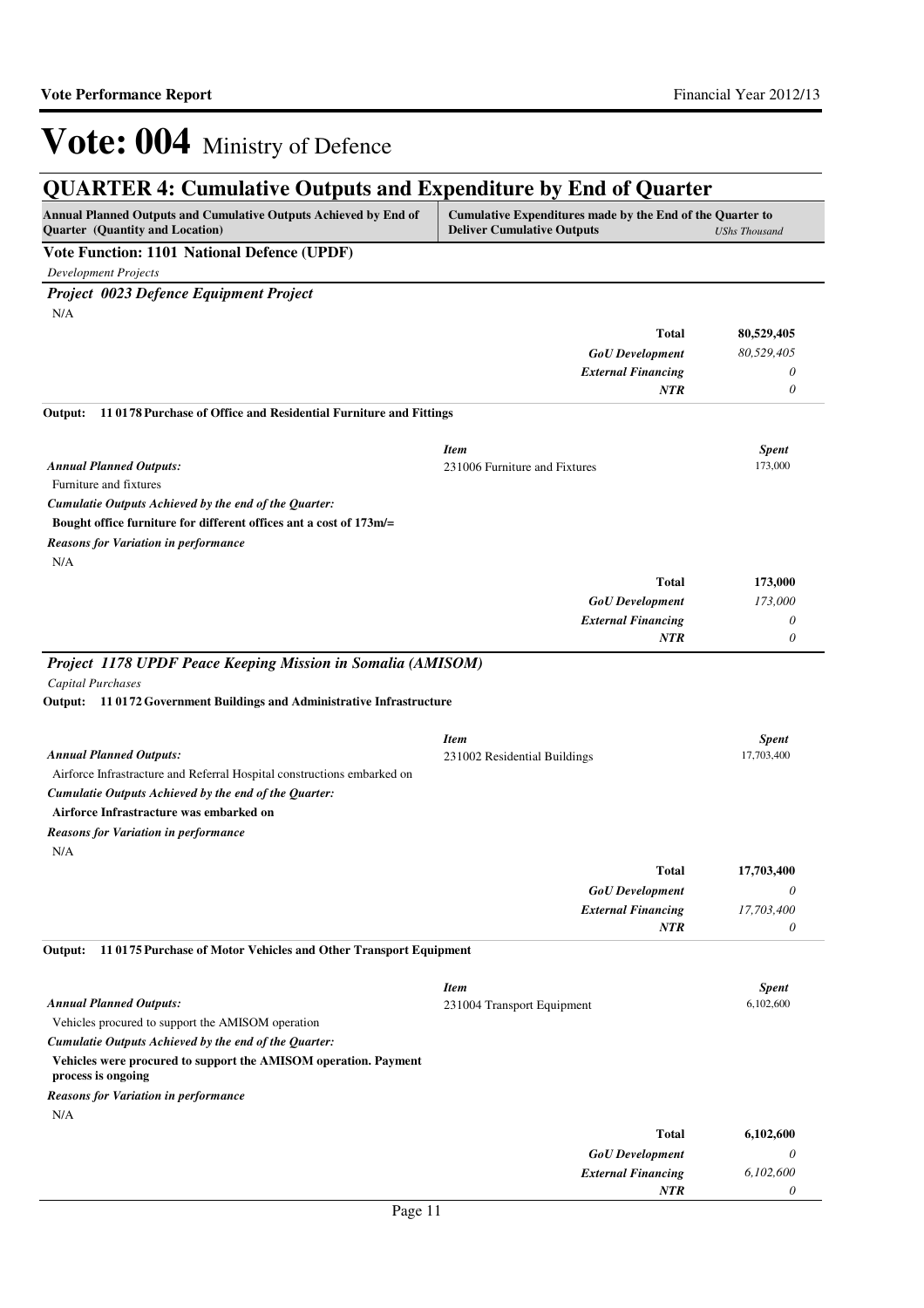# Vote: 004 Ministry of Defence

## QUARTER 4: Cumulative Outputs and Expenditure by End of Quarter

| Annual Planned Outputs and Cumulative Outputs Achieved by End of Quarter (Quantity and Location) | Cumulative Expenditures made by the End of the Quarter to Deliver Cumulative Outputs | USh Thousand |
|---|---|---|

### Vote Function: 1101 National Defence (UPDF)

*Development Projects*

#### *Project 0023 Defence Equipment Project*

N/A

| | | |
|---|---|---|
| | **Total** | **80,529,405** |
| | *GoU Development* | *80,529,405* |
| | *External Financing* | *0* |
| | *NTR* | *0* |

**Output: 11 0178 Purchase of Office and Residential Furniture and Fittings**

| | *Item* | *Spent* |
|---|---|---|
| *Annual Planned Outputs:* | 231006 Furniture and Fixtures | 173,000 |

Furniture and fixtures

*Cumulatie Outputs Achieved by the end of the Quarter:*

**Bought office furniture for different offices ant a cost of 173m/=**

*Reasons for Variation in performance*

N/A

| | | |
|---|---|---|
| | **Total** | **173,000** |
| | *GoU Development* | *173,000* |
| | *External Financing* | *0* |
| | *NTR* | *0* |

#### *Project 1178 UPDF Peace Keeping Mission in Somalia (AMISOM)*

*Capital Purchases*

**Output: 11 0172 Government Buildings and Administrative Infrastructure**

| | *Item* | *Spent* |
|---|---|---|
| *Annual Planned Outputs:* | 231002 Residential Buildings | 17,703,400 |

Airforce Infrastracture and Referral Hospital constructions embarked on

*Cumulatie Outputs Achieved by the end of the Quarter:*

**Airforce Infrastracture was embarked on**

*Reasons for Variation in performance*

N/A

| | | |
|---|---|---|
| | **Total** | **17,703,400** |
| | *GoU Development* | *0* |
| | *External Financing* | *17,703,400* |
| | *NTR* | *0* |

**Output: 11 0175 Purchase of Motor Vehicles and Other Transport Equipment**

| | *Item* | *Spent* |
|---|---|---|
| *Annual Planned Outputs:* | 231004 Transport Equipment | 6,102,600 |

Vehicles procured to support the AMISOM operation

*Cumulatie Outputs Achieved by the end of the Quarter:*

**Vehicles were procured to support the AMISOM operation. Payment process is ongoing**

*Reasons for Variation in performance*

N/A

| | | |
|---|---|---|
| | **Total** | **6,102,600** |
| | *GoU Development* | *0* |
| | *External Financing* | *6,102,600* |
| | *NTR* | *0* |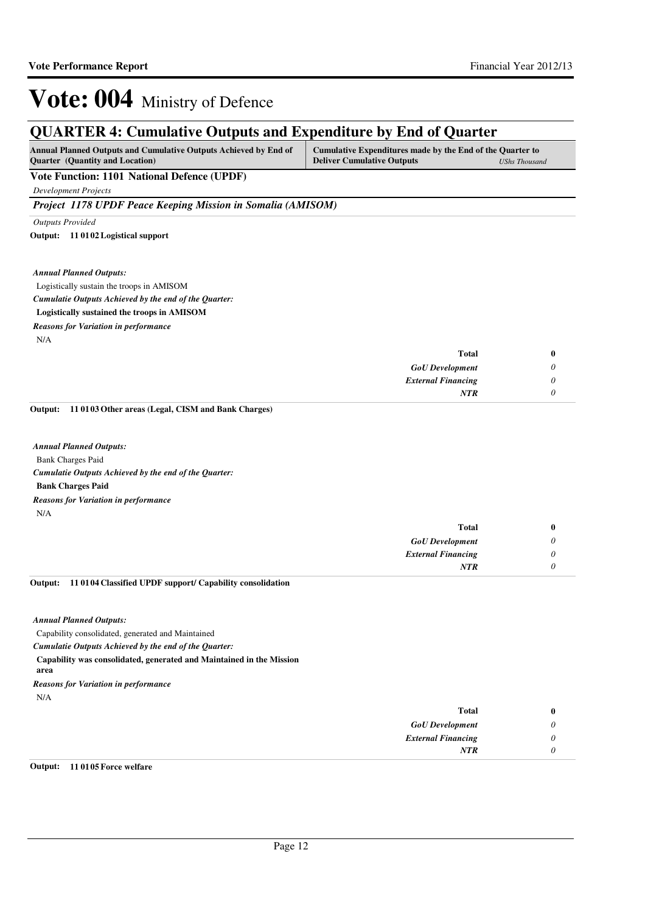# Vote: 004 Ministry of Defence

## QUARTER 4: Cumulative Outputs and Expenditure by End of Quarter

| Annual Planned Outputs and Cumulative Outputs Achieved by End of Quarter (Quantity and Location) | Cumulative Expenditures made by the End of the Quarter to Deliver Cumulative Outputs | *UShs Thousand* |
|---|---|---|

### Vote Function: 1101 National Defence (UPDF)

*Development Projects*

### *Project 1178 UPDF Peace Keeping Mission in Somalia (AMISOM)*

*Outputs Provided*

**Output: 11 01 02 Logistical support**

***Annual Planned Outputs:***

Logistically sustain the troops in AMISOM

***Cumulatie Outputs Achieved by the end of the Quarter:***

**Logistically sustained the troops in AMISOM**

***Reasons for Variation in performance***

N/A

| | |
|---|---|
| **Total** | **0** |
| ***GoU Development*** | *0* |
| ***External Financing*** | *0* |
| ***NTR*** | *0* |

**Output: 11 01 03 Other areas (Legal, CISM and Bank Charges)**

***Annual Planned Outputs:***

Bank Charges Paid

***Cumulatie Outputs Achieved by the end of the Quarter:***

**Bank Charges Paid**

***Reasons for Variation in performance***

N/A

| | |
|---|---|
| **Total** | **0** |
| ***GoU Development*** | *0* |
| ***External Financing*** | *0* |
| ***NTR*** | *0* |

**Output: 11 01 04 Classified UPDF support/ Capability consolidation**

***Annual Planned Outputs:***

Capability consolidated, generated and Maintained

***Cumulatie Outputs Achieved by the end of the Quarter:***

**Capability was consolidated, generated and Maintained in the Mission area**

***Reasons for Variation in performance***

N/A

| | |
|---|---|
| **Total** | **0** |
| ***GoU Development*** | *0* |
| ***External Financing*** | *0* |
| ***NTR*** | *0* |

**Output: 11 01 05 Force welfare**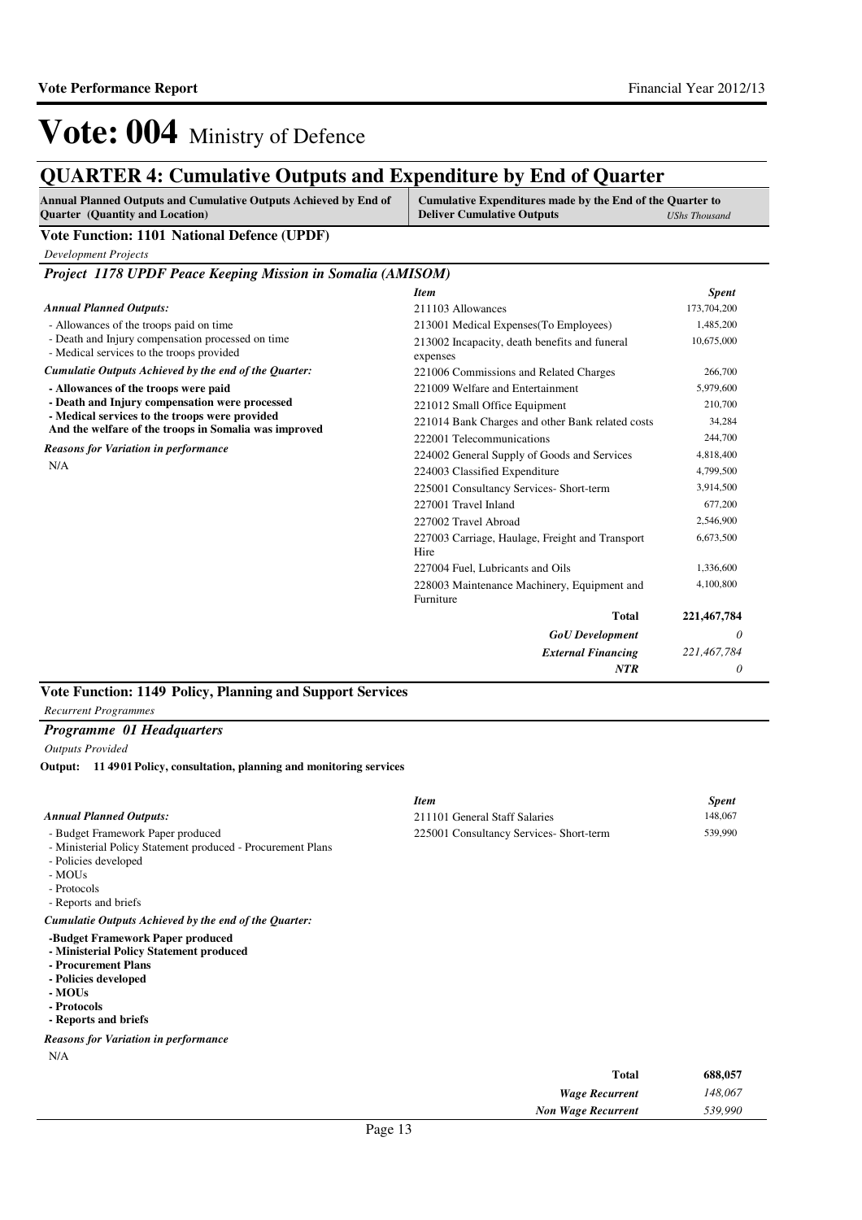# Vote: 004 Ministry of Defence

## QUARTER 4: Cumulative Outputs and Expenditure by End of Quarter

| Annual Planned Outputs and Cumulative Outputs Achieved by End of Quarter (Quantity and Location) | Cumulative Expenditures made by the End of the Quarter to Deliver Cumulative Outputs | *UShs Thousand* |
|---|---|---|

### Vote Function: 1101 National Defence (UPDF)

*Development Projects*

#### *Project 1178 UPDF Peace Keeping Mission in Somalia (AMISOM)*

***Annual Planned Outputs:***

- Allowances of the troops paid on time
- Death and Injury compensation processed on time
- Medical services to the troops provided

***Cumulatie Outputs Achieved by the end of the Quarter:***

**- Allowances of the troops were paid**
**- Death and Injury compensation were processed**
**- Medical services to the troops were provided**
**And the welfare of the troops in Somalia was improved**

***Reasons for Variation in performance***

N/A

| *Item* | *Spent* |
|---|---|
| 211103 Allowances | 173,704,200 |
| 213001 Medical Expenses(To Employees) | 1,485,200 |
| 213002 Incapacity, death benefits and funeral expenses | 10,675,000 |
| 221006 Commissions and Related Charges | 266,700 |
| 221009 Welfare and Entertainment | 5,979,600 |
| 221012 Small Office Equipment | 210,700 |
| 221014 Bank Charges and other Bank related costs | 34,284 |
| 222001 Telecommunications | 244,700 |
| 224002 General Supply of Goods and Services | 4,818,400 |
| 224003 Classified Expenditure | 4,799,500 |
| 225001 Consultancy Services- Short-term | 3,914,500 |
| 227001 Travel Inland | 677,200 |
| 227002 Travel Abroad | 2,546,900 |
| 227003 Carriage, Haulage, Freight and Transport Hire | 6,673,500 |
| 227004 Fuel, Lubricants and Oils | 1,336,600 |
| 228003 Maintenance Machinery, Equipment and Furniture | 4,100,800 |
| **Total** | **221,467,784** |
| ***GoU Development*** | *0* |
| ***External Financing*** | *221,467,784* |
| ***NTR*** | *0* |

### Vote Function: 1149 Policy, Planning and Support Services

*Recurrent Programmes*

#### *Programme 01 Headquarters*

*Outputs Provided*

**Output: 11 4901 Policy, consultation, planning and monitoring services**

***Annual Planned Outputs:***

- Budget Framework Paper produced
- Ministerial Policy Statement produced - Procurement Plans
- Policies developed
- MOUs
- Protocols
- Reports and briefs

***Cumulatie Outputs Achieved by the end of the Quarter:***

**-Budget Framework Paper produced**
**- Ministerial Policy Statement produced**
**- Procurement Plans**
**- Policies developed**
**- MOUs**
**- Protocols**
**- Reports and briefs**

***Reasons for Variation in performance***

N/A

| *Item* | *Spent* |
|---|---|
| 211101 General Staff Salaries | 148,067 |
| 225001 Consultancy Services- Short-term | 539,990 |
| **Total** | **688,057** |
| ***Wage Recurrent*** | *148,067* |
| ***Non Wage Recurrent*** | *539,990* |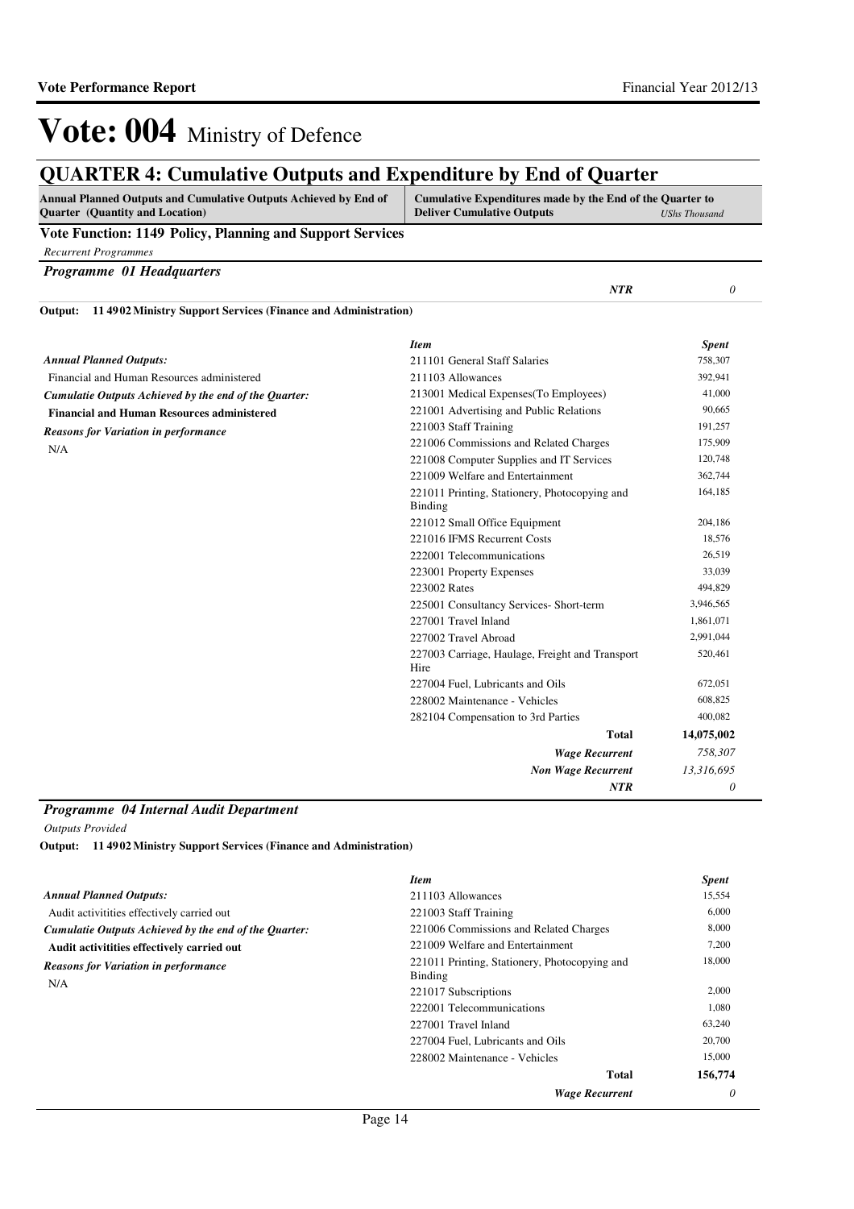# Vote: 004 Ministry of Defence

## QUARTER 4: Cumulative Outputs and Expenditure by End of Quarter

| Annual Planned Outputs and Cumulative Outputs Achieved by End of Quarter (Quantity and Location) | Cumulative Expenditures made by the End of the Quarter to Deliver Cumulative Outputs | *UShs Thousand* |
|---|---|---|

### Vote Function: 1149 Policy, Planning and Support Services

*Recurrent Programmes*

#### *Programme 01 Headquarters*

| | | |
|---|---|---|
| | ***NTR*** | *0* |

**Output: 11 4902 Ministry Support Services (Finance and Administration)**

***Annual Planned Outputs:***

Financial and Human Resources administered

***Cumulatie Outputs Achieved by the end of the Quarter:***

**Financial and Human Resources administered**

***Reasons for Variation in performance***

N/A

| *Item* | *Spent* |
|---|---|
| 211101 General Staff Salaries | 758,307 |
| 211103 Allowances | 392,941 |
| 213001 Medical Expenses(To Employees) | 41,000 |
| 221001 Advertising and Public Relations | 90,665 |
| 221003 Staff Training | 191,257 |
| 221006 Commissions and Related Charges | 175,909 |
| 221008 Computer Supplies and IT Services | 120,748 |
| 221009 Welfare and Entertainment | 362,744 |
| 221011 Printing, Stationery, Photocopying and Binding | 164,185 |
| 221012 Small Office Equipment | 204,186 |
| 221016 IFMS Recurrent Costs | 18,576 |
| 222001 Telecommunications | 26,519 |
| 223001 Property Expenses | 33,039 |
| 223002 Rates | 494,829 |
| 225001 Consultancy Services- Short-term | 3,946,565 |
| 227001 Travel Inland | 1,861,071 |
| 227002 Travel Abroad | 2,991,044 |
| 227003 Carriage, Haulage, Freight and Transport Hire | 520,461 |
| 227004 Fuel, Lubricants and Oils | 672,051 |
| 228002 Maintenance - Vehicles | 608,825 |
| 282104 Compensation to 3rd Parties | 400,082 |
| **Total** | **14,075,002** |
| ***Wage Recurrent*** | *758,307* |
| ***Non Wage Recurrent*** | *13,316,695* |
| ***NTR*** | *0* |

#### *Programme 04 Internal Audit Department*

*Outputs Provided*

**Output: 11 4902 Ministry Support Services (Finance and Administration)**

***Annual Planned Outputs:***

Audit activitities effectively carried out

***Cumulatie Outputs Achieved by the end of the Quarter:***

**Audit activitities effectively carried out**

***Reasons for Variation in performance***

N/A

| *Item* | *Spent* |
|---|---|
| 211103 Allowances | 15,554 |
| 221003 Staff Training | 6,000 |
| 221006 Commissions and Related Charges | 8,000 |
| 221009 Welfare and Entertainment | 7,200 |
| 221011 Printing, Stationery, Photocopying and Binding | 18,000 |
| 221017 Subscriptions | 2,000 |
| 222001 Telecommunications | 1,080 |
| 227001 Travel Inland | 63,240 |
| 227004 Fuel, Lubricants and Oils | 20,700 |
| 228002 Maintenance - Vehicles | 15,000 |
| **Total** | **156,774** |
| ***Wage Recurrent*** | *0* |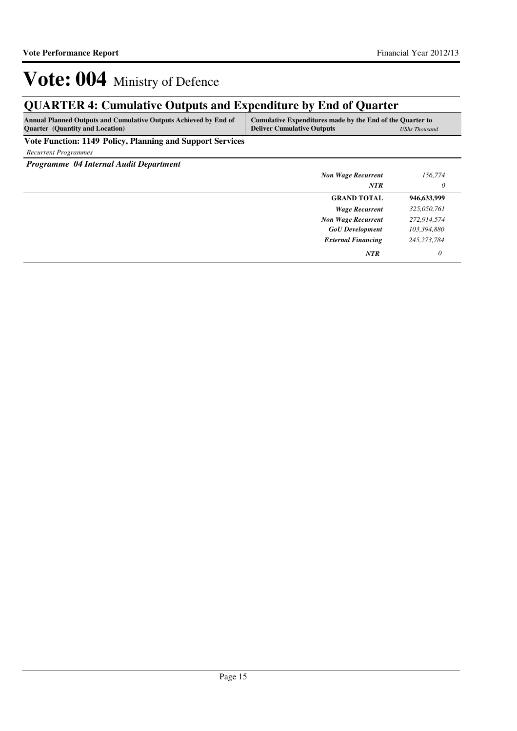# Vote: 004 Ministry of Defence

## QUARTER 4: Cumulative Outputs and Expenditure by End of Quarter

| Annual Planned Outputs and Cumulative Outputs Achieved by End of Quarter (Quantity and Location) | Cumulative Expenditures made by the End of the Quarter to Deliver Cumulative Outputs | *UShs Thousand* |
|---|---|---|
| **Vote Function: 1149 Policy, Planning and Support Services** | | |
| *Recurrent Programmes* | | |
| ***Programme 04 Internal Audit Department*** | | |
| | ***Non Wage Recurrent*** | *156,774* |
| | ***NTR*** | *0* |
| | **GRAND TOTAL** | **946,633,999** |
| | ***Wage Recurrent*** | *325,050,761* |
| | ***Non Wage Recurrent*** | *272,914,574* |
| | ***GoU Development*** | *103,394,880* |
| | ***External Financing*** | *245,273,784* |
| | ***NTR*** | *0* |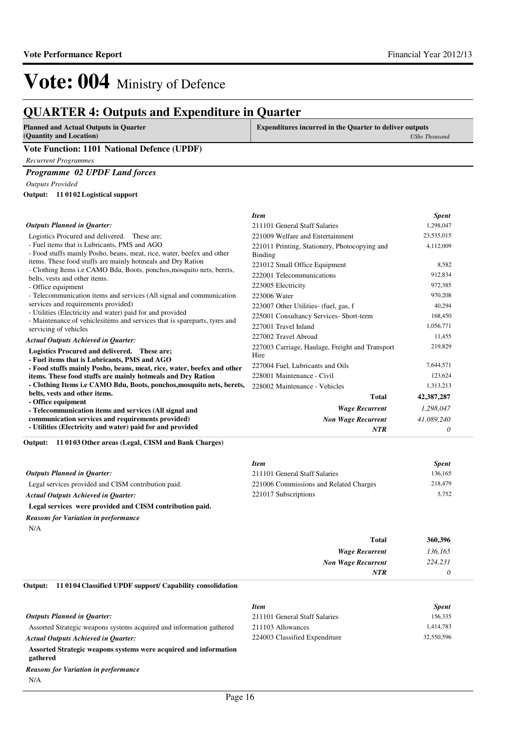# Vote: 004 Ministry of Defence

## QUARTER 4: Outputs and Expenditure in Quarter

**Planned and Actual Outputs in Quarter (Quantity and Location)** | **Expenditures incurred in the Quarter to deliver outputs** *UShs Thousand*

### Vote Function: 1101 National Defence (UPDF)

*Recurrent Programmes*

#### *Programme 02 UPDF Land forces*

*Outputs Provided*

**Output: 11 01 02 Logistical support**

*Outputs Planned in Quarter:*

Logistics Procured and delivered. These are;
- Fuel items that is Lubricants, PMS and AGO
- Food stuffs mainly Posho, beans, meat, rice, water, beefex and other items. These food stuffs are mainly hotmeals and Dry Ration
- Clothing Items i.e CAMO Bdu, Boots, ponchos,mosquito nets, berets, belts, vests and other items.
- Office equipment
- Telecommunication items and services (All signal and communication services and requirements provided)
- Utilities (Electricity and water) paid for and provided
- Maintenance of vehiclesitems and services that is spareparts, tyres and servicing of vehicles

*Actual Outputs Achieved in Quarter:*

**Logistics Procured and delivered. These are;**
**- Fuel items that is Lubricants, PMS and AGO**
**- Food stuffs mainly Posho, beans, meat, rice, water, beefex and other items. These food stuffs are mainly hotmeals and Dry Ration**
**- Clothing Items i.e CAMO Bdu, Boots, ponchos,mosquito nets, berets, belts, vests and other items.**
**- Office equipment**
**- Telecommunication items and services (All signal and communication services and requirements provided)**
**- Utilities (Electricity and water) paid for and provided**

| *Item* | *Spent* |
|---|---|
| 211101 General Staff Salaries | 1,298,047 |
| 221009 Welfare and Entertainment | 23,535,015 |
| 221011 Printing, Stationery, Photocopying and Binding | 4,112,009 |
| 221012 Small Office Equipment | 8,582 |
| 222001 Telecommunications | 912,834 |
| 223005 Electricity | 972,385 |
| 223006 Water | 970,208 |
| 223007 Other Utilities- (fuel, gas, f | 40,294 |
| 225001 Consultancy Services- Short-term | 168,450 |
| 227001 Travel Inland | 1,056,771 |
| 227002 Travel Abroad | 11,455 |
| 227003 Carriage, Haulage, Freight and Transport Hire | 219,829 |
| 227004 Fuel, Lubricants and Oils | 7,644,571 |
| 228001 Maintenance - Civil | 123,624 |
| 228002 Maintenance - Vehicles | 1,313,213 |
| **Total** | **42,387,287** |
| *Wage Recurrent* | *1,298,047* |
| *Non Wage Recurrent* | *41,089,240* |
| *NTR* | *0* |

**Output: 11 01 03 Other areas (Legal, CISM and Bank Charges)**

*Outputs Planned in Quarter:*

Legal services provided and CISM contribution paid.

*Actual Outputs Achieved in Quarter:*

**Legal services were provided and CISM contribution paid.**

*Reasons for Variation in performance*

N/A

| *Item* | *Spent* |
|---|---|
| 211101 General Staff Salaries | 136,165 |
| 221006 Commissions and Related Charges | 218,479 |
| 221017 Subscriptions | 5,752 |
| **Total** | **360,396** |
| *Wage Recurrent* | *136,165* |
| *Non Wage Recurrent* | *224,231* |
| *NTR* | *0* |

**Output: 11 01 04 Classified UPDF support/ Capability consolidation**

*Outputs Planned in Quarter:*

Assorted Strategic weapons systems acquired and information gathered

*Actual Outputs Achieved in Quarter:*

**Assorted Strategic weapons systems were acquired and information gathered**

*Reasons for Variation in performance*

N/A

| *Item* | *Spent* |
|---|---|
| 211101 General Staff Salaries | 156,335 |
| 211103 Allowances | 1,414,783 |
| 224003 Classified Expenditure | 32,550,596 |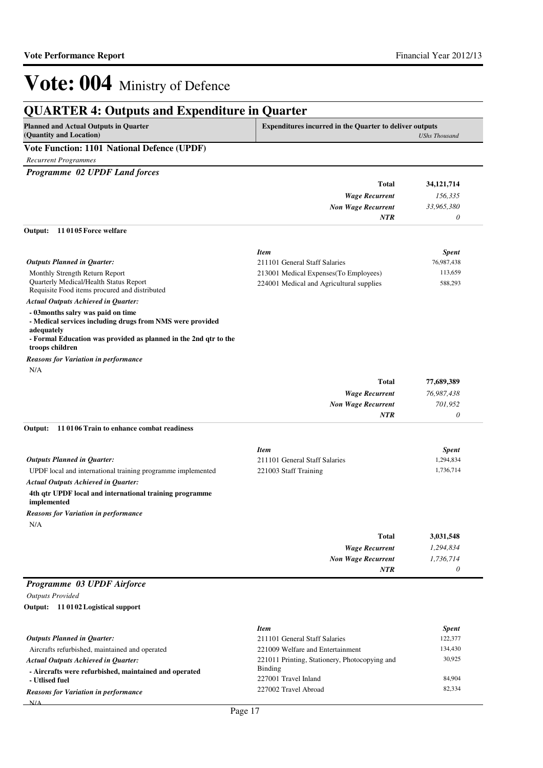# Vote: 004 Ministry of Defence

## QUARTER 4: Outputs and Expenditure in Quarter

| Planned and Actual Outputs in Quarter (Quantity and Location) | Expenditures incurred in the Quarter to deliver outputs | *UShs Thousand* |
|---|---|---|

### Vote Function: 1101 National Defence (UPDF)

*Recurrent Programmes*

### *Programme 02 UPDF Land forces*

| | | |
|---|---|---|
| | **Total** | **34,121,714** |
| | *Wage Recurrent* | *156,335* |
| | *Non Wage Recurrent* | *33,965,380* |
| | *NTR* | *0* |

**Output: 11 01 05 Force welfare**

| | *Item* | *Spent* |
|---|---|---|
| ***Outputs Planned in Quarter:*** | 211101 General Staff Salaries | 76,987,438 |
| Monthly Strength Return Report<br>Quarterly Medical/Health Status Report<br>Requisite Food items procured and distributed | 213001 Medical Expenses(To Employees) | 113,659 |
| | 224001 Medical and Agricultural supplies | 588,293 |

***Actual Outputs Achieved in Quarter:***

**- 03months salry was paid on time**
**- Medical services including drugs from NMS were provided adequately**
**- Formal Education was provided as planned in the 2nd qtr to the troops children**

***Reasons for Variation in performance***

N/A

| | | |
|---|---|---|
| | **Total** | **77,689,389** |
| | *Wage Recurrent* | *76,987,438* |
| | *Non Wage Recurrent* | *701,952* |
| | *NTR* | *0* |

**Output: 11 01 06 Train to enhance combat readiness**

| | *Item* | *Spent* |
|---|---|---|
| ***Outputs Planned in Quarter:*** | 211101 General Staff Salaries | 1,294,834 |
| UPDF local and international training programme implemented | 221003 Staff Training | 1,736,714 |

***Actual Outputs Achieved in Quarter:***

**4th qtr UPDF local and international training programme implemented**

***Reasons for Variation in performance***

N/A

| | | |
|---|---|---|
| | **Total** | **3,031,548** |
| | *Wage Recurrent* | *1,294,834* |
| | *Non Wage Recurrent* | *1,736,714* |
| | *NTR* | *0* |

### *Programme 03 UPDF Airforce*

*Outputs Provided*

**Output: 11 01 02 Logistical support**

| | *Item* | *Spent* |
|---|---|---|
| ***Outputs Planned in Quarter:*** | 211101 General Staff Salaries | 122,377 |
| Aircrafts refurbished, maintained and operated | 221009 Welfare and Entertainment | 134,430 |
| ***Actual Outputs Achieved in Quarter:*** | 221011 Printing, Stationery, Photocopying and Binding | 30,925 |
| **- Aircrafts were refurbished, maintained and operated**<br>**- Utlised fuel** | 227001 Travel Inland | 84,904 |
| ***Reasons for Variation in performance*** | 227002 Travel Abroad | 82,334 |

N/A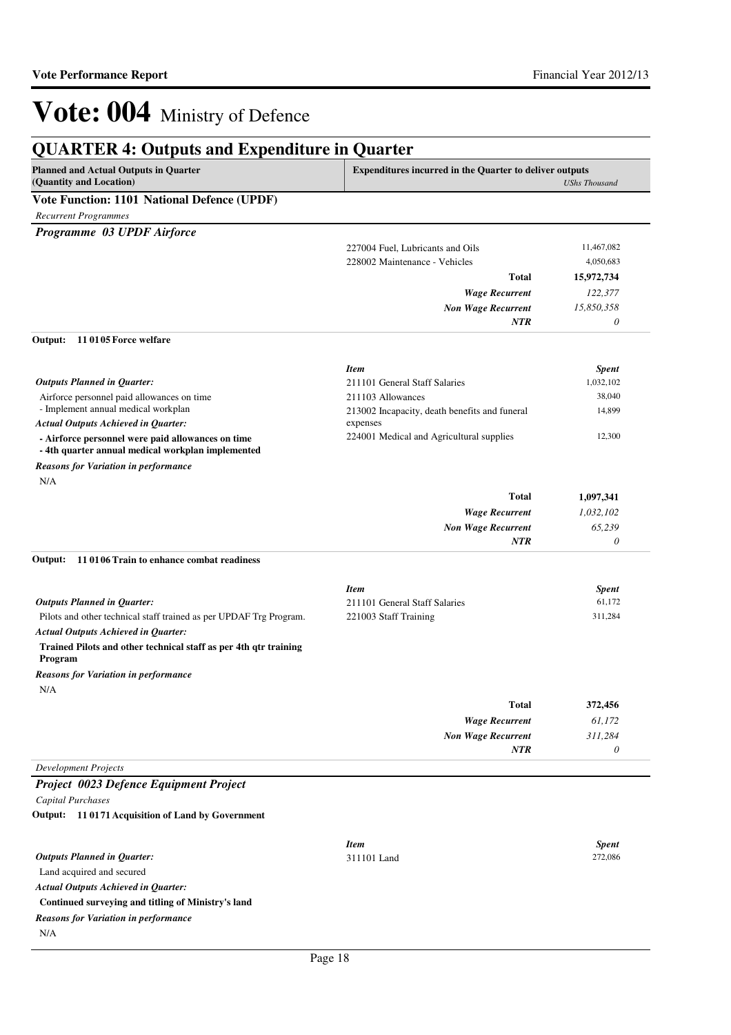# Vote: 004 Ministry of Defence

## QUARTER 4: Outputs and Expenditure in Quarter

| Planned and Actual Outputs in Quarter (Quantity and Location) | Expenditures incurred in the Quarter to deliver outputs | UShs Thousand |
|---|---|---|

### Vote Function: 1101 National Defence (UPDF)

*Recurrent Programmes*

#### *Programme 03 UPDF Airforce*

| | | |
|---|---|---|
| | 227004 Fuel, Lubricants and Oils | 11,467,082 |
| | 228002 Maintenance - Vehicles | 4,050,683 |
| | **Total** | **15,972,734** |
| | ***Wage Recurrent*** | *122,377* |
| | ***Non Wage Recurrent*** | *15,850,358* |
| | ***NTR*** | *0* |

**Output: 11 01 05 Force welfare**

| | *Item* | *Spent* |
|---|---|---|
| ***Outputs Planned in Quarter:*** | 211101 General Staff Salaries | 1,032,102 |
| Airforce personnel paid allowances on time<br>- Implement annual medical workplan | 211103 Allowances | 38,040 |
| ***Actual Outputs Achieved in Quarter:*** | 213002 Incapacity, death benefits and funeral expenses | 14,899 |
| **- Airforce personnel were paid allowances on time<br>- 4th quarter annual medical workplan implemented** | 224001 Medical and Agricultural supplies | 12,300 |
| ***Reasons for Variation in performance*** | | |
| N/A | | |
| | **Total** | **1,097,341** |
| | ***Wage Recurrent*** | *1,032,102* |
| | ***Non Wage Recurrent*** | *65,239* |
| | ***NTR*** | *0* |

**Output: 11 01 06 Train to enhance combat readiness**

| | *Item* | *Spent* |
|---|---|---|
| ***Outputs Planned in Quarter:*** | 211101 General Staff Salaries | 61,172 |
| Pilots and other technical staff trained as per UPDAF Trg Program. | 221003 Staff Training | 311,284 |
| ***Actual Outputs Achieved in Quarter:*** | | |
| **Trained Pilots and other technical staff as per 4th qtr training Program** | | |
| ***Reasons for Variation in performance*** | | |
| N/A | | |
| | **Total** | **372,456** |
| | ***Wage Recurrent*** | *61,172* |
| | ***Non Wage Recurrent*** | *311,284* |
| | ***NTR*** | *0* |

*Development Projects*

#### *Project 0023 Defence Equipment Project*

*Capital Purchases*

**Output: 11 01 71 Acquisition of Land by Government**

| | *Item* | *Spent* |
|---|---|---|
| ***Outputs Planned in Quarter:*** | 311101 Land | 272,086 |
| Land acquired and secured | | |
| ***Actual Outputs Achieved in Quarter:*** | | |
| **Continued surveying and titling of Ministry's land** | | |
| ***Reasons for Variation in performance*** | | |
| N/A | | |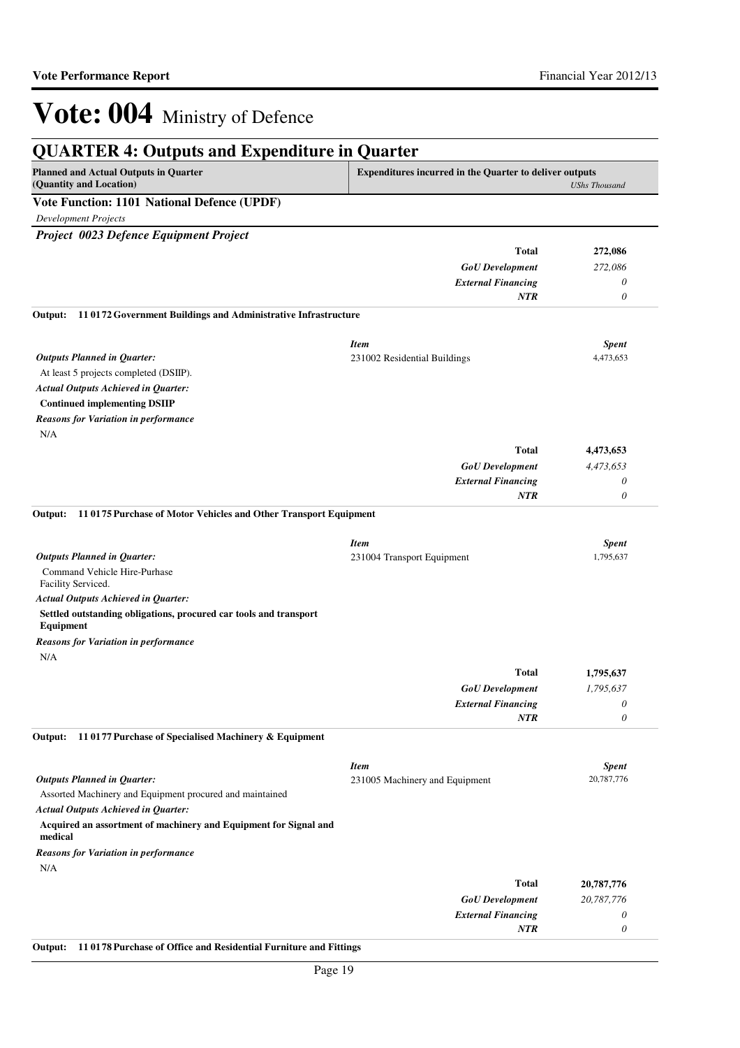# Vote: 004 Ministry of Defence

## QUARTER 4: Outputs and Expenditure in Quarter

| Planned and Actual Outputs in Quarter (Quantity and Location) | Expenditures incurred in the Quarter to deliver outputs | *UShs Thousand* |
|---|---|---|

**Vote Function: 1101 National Defence (UPDF)**

*Development Projects*

***Project 0023 Defence Equipment Project***

| | | |
|---|---|---|
| | **Total** | **272,086** |
| | ***GoU Development*** | *272,086* |
| | ***External Financing*** | *0* |
| | ***NTR*** | *0* |

**Output: 11 0172 Government Buildings and Administrative Infrastructure**

| | *Item* | *Spent* |
|---|---|---|
| ***Outputs Planned in Quarter:*** | 231002 Residential Buildings | 4,473,653 |
| At least 5 projects completed (DSIIP). | | |
| ***Actual Outputs Achieved in Quarter:*** | | |
| **Continued implementing DSIIP** | | |
| ***Reasons for Variation in performance*** | | |
| N/A | | |
| | **Total** | **4,473,653** |
| | ***GoU Development*** | *4,473,653* |
| | ***External Financing*** | *0* |
| | ***NTR*** | *0* |

**Output: 11 0175 Purchase of Motor Vehicles and Other Transport Equipment**

| | *Item* | *Spent* |
|---|---|---|
| ***Outputs Planned in Quarter:*** | 231004 Transport Equipment | 1,795,637 |
| Command Vehicle Hire-Purhase Facility Serviced. | | |
| ***Actual Outputs Achieved in Quarter:*** | | |
| **Settled outstanding obligations, procured car tools and transport Equipment** | | |
| ***Reasons for Variation in performance*** | | |
| N/A | | |
| | **Total** | **1,795,637** |
| | ***GoU Development*** | *1,795,637* |
| | ***External Financing*** | *0* |
| | ***NTR*** | *0* |

**Output: 11 0177 Purchase of Specialised Machinery & Equipment**

| | *Item* | *Spent* |
|---|---|---|
| ***Outputs Planned in Quarter:*** | 231005 Machinery and Equipment | 20,787,776 |
| Assorted Machinery and Equipment procured and maintained | | |
| ***Actual Outputs Achieved in Quarter:*** | | |
| **Acquired an assortment of machinery and Equipment for Signal and medical** | | |
| ***Reasons for Variation in performance*** | | |
| N/A | | |
| | **Total** | **20,787,776** |
| | ***GoU Development*** | *20,787,776* |
| | ***External Financing*** | *0* |
| | ***NTR*** | *0* |

**Output: 11 0178 Purchase of Office and Residential Furniture and Fittings**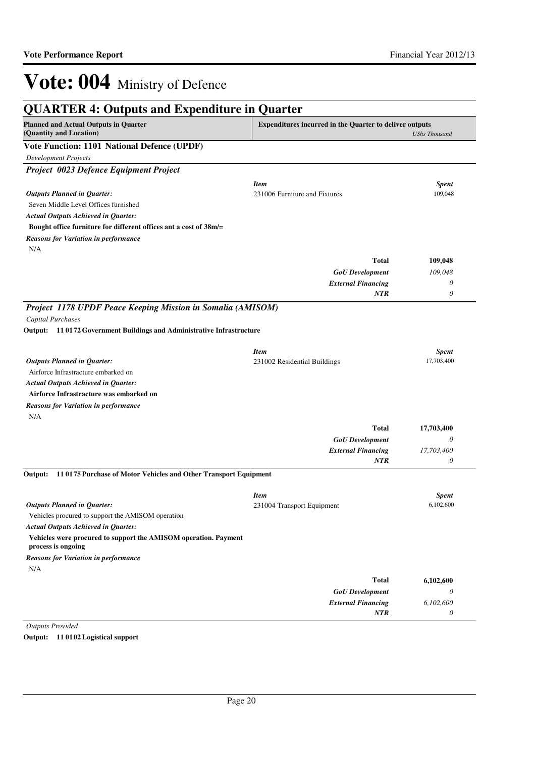# Vote: 004 Ministry of Defence

## QUARTER 4: Outputs and Expenditure in Quarter

| Planned and Actual Outputs in Quarter (Quantity and Location) | Expenditures incurred in the Quarter to deliver outputs | *UShs Thousand* |
|---|---|---|

### Vote Function: 1101 National Defence (UPDF)

*Development Projects*

### *Project 0023 Defence Equipment Project*

| | *Item* | *Spent* |
|---|---|---|
| ***Outputs Planned in Quarter:*** | 231006 Furniture and Fixtures | 109,048 |
| Seven Middle Level Offices furnished | | |
| ***Actual Outputs Achieved in Quarter:*** | | |
| **Bought office furniture for different offices ant a cost of 38m/=** | | |
| ***Reasons for Variation in performance*** | | |
| N/A | | |
| | **Total** | **109,048** |
| | ***GoU Development*** | *109,048* |
| | ***External Financing*** | *0* |
| | ***NTR*** | *0* |

### *Project 1178 UPDF Peace Keeping Mission in Somalia (AMISOM)*

*Capital Purchases*

**Output: 11 0172 Government Buildings and Administrative Infrastructure**

| | *Item* | *Spent* |
|---|---|---|
| ***Outputs Planned in Quarter:*** | 231002 Residential Buildings | 17,703,400 |
| Airforce Infrastracture embarked on | | |
| ***Actual Outputs Achieved in Quarter:*** | | |
| **Airforce Infrastracture was embarked on** | | |
| ***Reasons for Variation in performance*** | | |
| N/A | | |
| | **Total** | **17,703,400** |
| | ***GoU Development*** | *0* |
| | ***External Financing*** | *17,703,400* |
| | ***NTR*** | *0* |

**Output: 11 0175 Purchase of Motor Vehicles and Other Transport Equipment**

| | *Item* | *Spent* |
|---|---|---|
| ***Outputs Planned in Quarter:*** | 231004 Transport Equipment | 6,102,600 |
| Vehicles procured to support the AMISOM operation | | |
| ***Actual Outputs Achieved in Quarter:*** | | |
| **Vehicles were procured to support the AMISOM operation. Payment process is ongoing** | | |
| ***Reasons for Variation in performance*** | | |
| N/A | | |
| | **Total** | **6,102,600** |
| | ***GoU Development*** | *0* |
| | ***External Financing*** | *6,102,600* |
| | ***NTR*** | *0* |

*Outputs Provided*

**Output: 11 0102 Logistical support**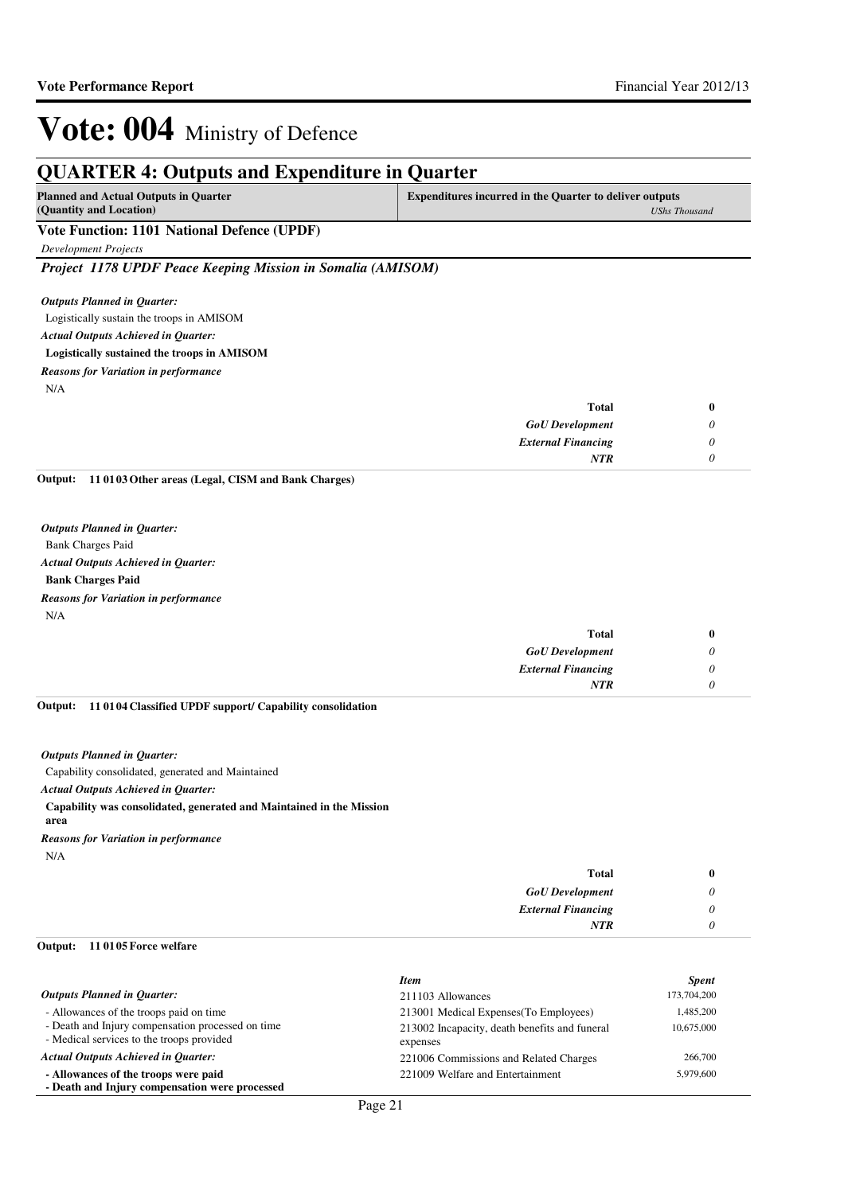# Vote: 004 Ministry of Defence

## QUARTER 4: Outputs and Expenditure in Quarter

| Planned and Actual Outputs in Quarter (Quantity and Location) | Expenditures incurred in the Quarter to deliver outputs *UShs Thousand* |
|---|---|

### Vote Function: 1101 National Defence (UPDF)

*Development Projects*

#### *Project 1178 UPDF Peace Keeping Mission in Somalia (AMISOM)*

*Outputs Planned in Quarter:*

Logistically sustain the troops in AMISOM

*Actual Outputs Achieved in Quarter:*

**Logistically sustained the troops in AMISOM**

*Reasons for Variation in performance*

N/A

| | |
|---|---|
| **Total** | **0** |
| *GoU Development* | *0* |
| *External Financing* | *0* |
| *NTR* | *0* |

**Output: 11 01 03 Other areas (Legal, CISM and Bank Charges)**

*Outputs Planned in Quarter:*

Bank Charges Paid

*Actual Outputs Achieved in Quarter:*

**Bank Charges Paid**

*Reasons for Variation in performance*

N/A

| | |
|---|---|
| **Total** | **0** |
| *GoU Development* | *0* |
| *External Financing* | *0* |
| *NTR* | *0* |

**Output: 11 01 04 Classified UPDF support/ Capability consolidation**

*Outputs Planned in Quarter:*

Capability consolidated, generated and Maintained

*Actual Outputs Achieved in Quarter:*

**Capability was consolidated, generated and Maintained in the Mission area**

*Reasons for Variation in performance*

N/A

| | |
|---|---|
| **Total** | **0** |
| *GoU Development* | *0* |
| *External Financing* | *0* |
| *NTR* | *0* |

**Output: 11 01 05 Force welfare**

*Outputs Planned in Quarter:*

- Allowances of the troops paid on time
- Death and Injury compensation processed on time
- Medical services to the troops provided

*Actual Outputs Achieved in Quarter:*

**- Allowances of the troops were paid**
**- Death and Injury compensation were processed**

| *Item* | *Spent* |
|---|---|
| 211103 Allowances | 173,704,200 |
| 213001 Medical Expenses(To Employees) | 1,485,200 |
| 213002 Incapacity, death benefits and funeral expenses | 10,675,000 |
| 221006 Commissions and Related Charges | 266,700 |
| 221009 Welfare and Entertainment | 5,979,600 |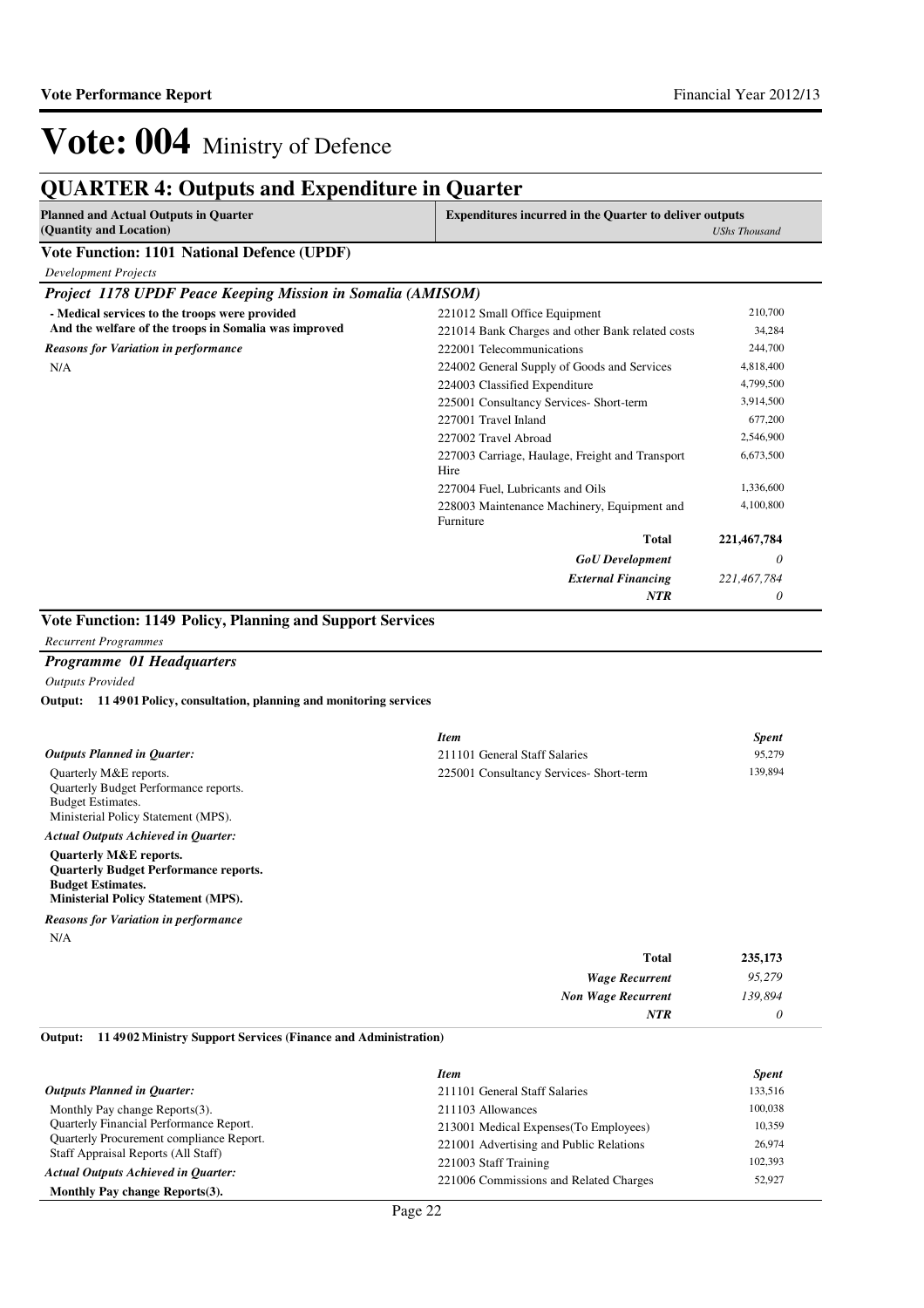# Vote: 004 Ministry of Defence

## QUARTER 4: Outputs and Expenditure in Quarter

| Planned and Actual Outputs in Quarter (Quantity and Location) | Expenditures incurred in the Quarter to deliver outputs | *UShs Thousand* |
|---|---|---|

### Vote Function: 1101 National Defence (UPDF)

*Development Projects*

### *Project 1178 UPDF Peace Keeping Mission in Somalia (AMISOM)*

**- Medical services to the troops were provided**
**And the welfare of the troops in Somalia was improved**

***Reasons for Variation in performance***

N/A

| Item | Spent |
|---|---|
| 221012 Small Office Equipment | 210,700 |
| 221014 Bank Charges and other Bank related costs | 34,284 |
| 222001 Telecommunications | 244,700 |
| 224002 General Supply of Goods and Services | 4,818,400 |
| 224003 Classified Expenditure | 4,799,500 |
| 225001 Consultancy Services- Short-term | 3,914,500 |
| 227001 Travel Inland | 677,200 |
| 227002 Travel Abroad | 2,546,900 |
| 227003 Carriage, Haulage, Freight and Transport Hire | 6,673,500 |
| 227004 Fuel, Lubricants and Oils | 1,336,600 |
| 228003 Maintenance Machinery, Equipment and Furniture | 4,100,800 |
| **Total** | **221,467,784** |
| ***GoU Development*** | *0* |
| ***External Financing*** | *221,467,784* |
| ***NTR*** | *0* |

### Vote Function: 1149 Policy, Planning and Support Services

*Recurrent Programmes*

### *Programme 01 Headquarters*

*Outputs Provided*

**Output: 11 4901 Policy, consultation, planning and monitoring services**

***Outputs Planned in Quarter:***

Quarterly M&E reports.
Quarterly Budget Performance reports.
Budget Estimates.
Ministerial Policy Statement (MPS).

***Actual Outputs Achieved in Quarter:***

**Quarterly M&E reports.**
**Quarterly Budget Performance reports.**
**Budget Estimates.**
**Ministerial Policy Statement (MPS).**

***Reasons for Variation in performance***

N/A

| *Item* | *Spent* |
|---|---|
| 211101 General Staff Salaries | 95,279 |
| 225001 Consultancy Services- Short-term | 139,894 |
| **Total** | **235,173** |
| ***Wage Recurrent*** | *95,279* |
| ***Non Wage Recurrent*** | *139,894* |
| ***NTR*** | *0* |

**Output: 11 4902 Ministry Support Services (Finance and Administration)**

***Outputs Planned in Quarter:***

Monthly Pay change Reports(3).
Quarterly Financial Performance Report.
Quarterly Procurement compliance Report.
Staff Appraisal Reports (All Staff)

***Actual Outputs Achieved in Quarter:***

**Monthly Pay change Reports(3).**

| *Item* | *Spent* |
|---|---|
| 211101 General Staff Salaries | 133,516 |
| 211103 Allowances | 100,038 |
| 213001 Medical Expenses(To Employees) | 10,359 |
| 221001 Advertising and Public Relations | 26,974 |
| 221003 Staff Training | 102,393 |
| 221006 Commissions and Related Charges | 52,927 |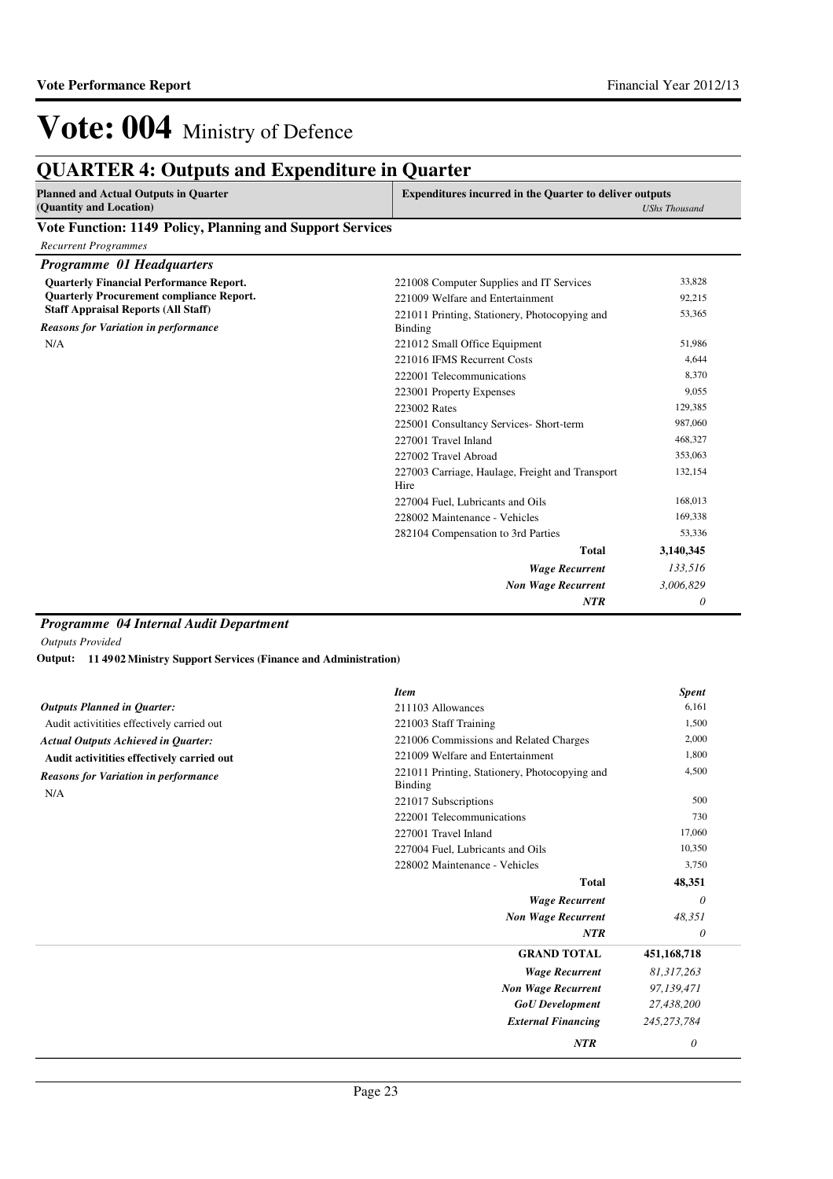# Vote: 004 Ministry of Defence

## QUARTER 4: Outputs and Expenditure in Quarter

| Planned and Actual Outputs in Quarter (Quantity and Location) | Expenditures incurred in the Quarter to deliver outputs | *UShs Thousand* |
|---|---|---|

### Vote Function: 1149 Policy, Planning and Support Services

*Recurrent Programmes*

#### *Programme 01 Headquarters*

**Quarterly Financial Performance Report.**
**Quarterly Procurement compliance Report.**
**Staff Appraisal Reports (All Staff)**

***Reasons for Variation in performance***

N/A

| Item | UShs Thousand |
|---|---|
| 221008 Computer Supplies and IT Services | 33,828 |
| 221009 Welfare and Entertainment | 92,215 |
| 221011 Printing, Stationery, Photocopying and Binding | 53,365 |
| 221012 Small Office Equipment | 51,986 |
| 221016 IFMS Recurrent Costs | 4,644 |
| 222001 Telecommunications | 8,370 |
| 223001 Property Expenses | 9,055 |
| 223002 Rates | 129,385 |
| 225001 Consultancy Services- Short-term | 987,060 |
| 227001 Travel Inland | 468,327 |
| 227002 Travel Abroad | 353,063 |
| 227003 Carriage, Haulage, Freight and Transport Hire | 132,154 |
| 227004 Fuel, Lubricants and Oils | 168,013 |
| 228002 Maintenance - Vehicles | 169,338 |
| 282104 Compensation to 3rd Parties | 53,336 |
| **Total** | **3,140,345** |
| ***Wage Recurrent*** | *133,516* |
| ***Non Wage Recurrent*** | *3,006,829* |
| ***NTR*** | *0* |

#### *Programme 04 Internal Audit Department*

*Outputs Provided*

**Output: 11 4902 Ministry Support Services (Finance and Administration)**

***Outputs Planned in Quarter:***

Audit activitities effectively carried out

***Actual Outputs Achieved in Quarter:***

**Audit activitities effectively carried out**

***Reasons for Variation in performance***

N/A

| *Item* | *Spent* |
|---|---|
| 211103 Allowances | 6,161 |
| 221003 Staff Training | 1,500 |
| 221006 Commissions and Related Charges | 2,000 |
| 221009 Welfare and Entertainment | 1,800 |
| 221011 Printing, Stationery, Photocopying and Binding | 4,500 |
| 221017 Subscriptions | 500 |
| 222001 Telecommunications | 730 |
| 227001 Travel Inland | 17,060 |
| 227004 Fuel, Lubricants and Oils | 10,350 |
| 228002 Maintenance - Vehicles | 3,750 |
| **Total** | **48,351** |
| ***Wage Recurrent*** | *0* |
| ***Non Wage Recurrent*** | *48,351* |
| ***NTR*** | *0* |

| | |
|---|---|
| **GRAND TOTAL** | **451,168,718** |
| ***Wage Recurrent*** | *81,317,263* |
| ***Non Wage Recurrent*** | *97,139,471* |
| ***GoU Development*** | *27,438,200* |
| ***External Financing*** | *245,273,784* |
| ***NTR*** | *0* |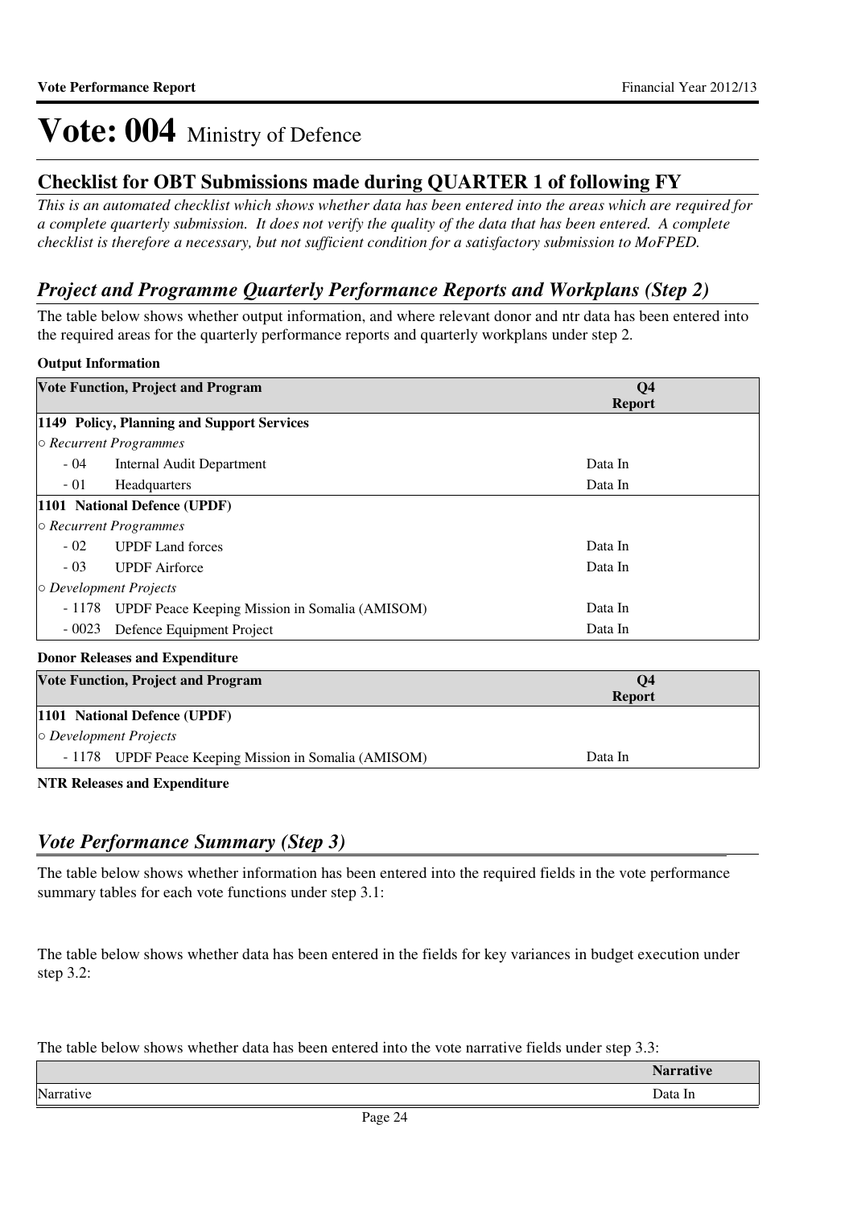# Vote: 004 Ministry of Defence

## Checklist for OBT Submissions made during QUARTER 1 of following FY

*This is an automated checklist which shows whether data has been entered into the areas which are required for a complete quarterly submission. It does not verify the quality of the data that has been entered. A complete checklist is therefore a necessary, but not sufficient condition for a satisfactory submission to MoFPED.*

## *Project and Programme Quarterly Performance Reports and Workplans (Step 2)*

The table below shows whether output information, and where relevant donor and ntr data has been entered into the required areas for the quarterly performance reports and quarterly workplans under step 2.

**Output Information**

| Vote Function, Project and Program | | Q4 Report |
|---|---|---|
| **1149 Policy, Planning and Support Services** | | |
| *○ Recurrent Programmes* | | |
| - 04 | Internal Audit Department | Data In |
| - 01 | Headquarters | Data In |
| **1101 National Defence (UPDF)** | | |
| *○ Recurrent Programmes* | | |
| - 02 | UPDF Land forces | Data In |
| - 03 | UPDF Airforce | Data In |
| *○ Development Projects* | | |
| - 1178 | UPDF Peace Keeping Mission in Somalia (AMISOM) | Data In |
| - 0023 | Defence Equipment Project | Data In |

**Donor Releases and Expenditure**

| Vote Function, Project and Program | | Q4 Report |
|---|---|---|
| **1101 National Defence (UPDF)** | | |
| *○ Development Projects* | | |
| - 1178 | UPDF Peace Keeping Mission in Somalia (AMISOM) | Data In |

**NTR Releases and Expenditure**

## *Vote Performance Summary (Step 3)*

The table below shows whether information has been entered into the required fields in the vote performance summary tables for each vote functions under step 3.1:

The table below shows whether data has been entered in the fields for key variances in budget execution under step 3.2:

The table below shows whether data has been entered into the vote narrative fields under step 3.3:

| | Narrative |
|---|---|
| Narrative | Data In |